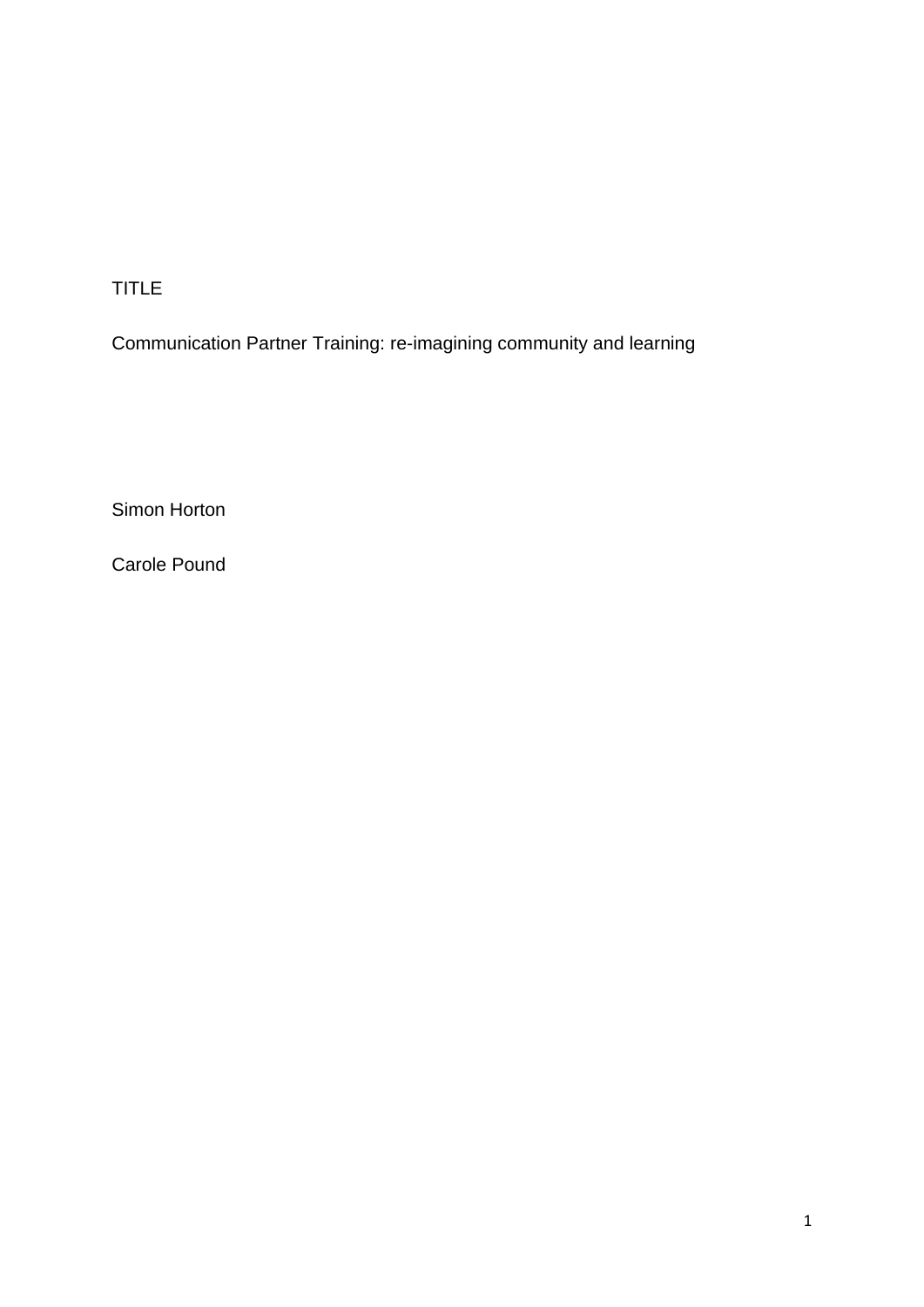TITLE

# Communication Partner Training: re-imagining community and learning

Simon Horton

Carole Pound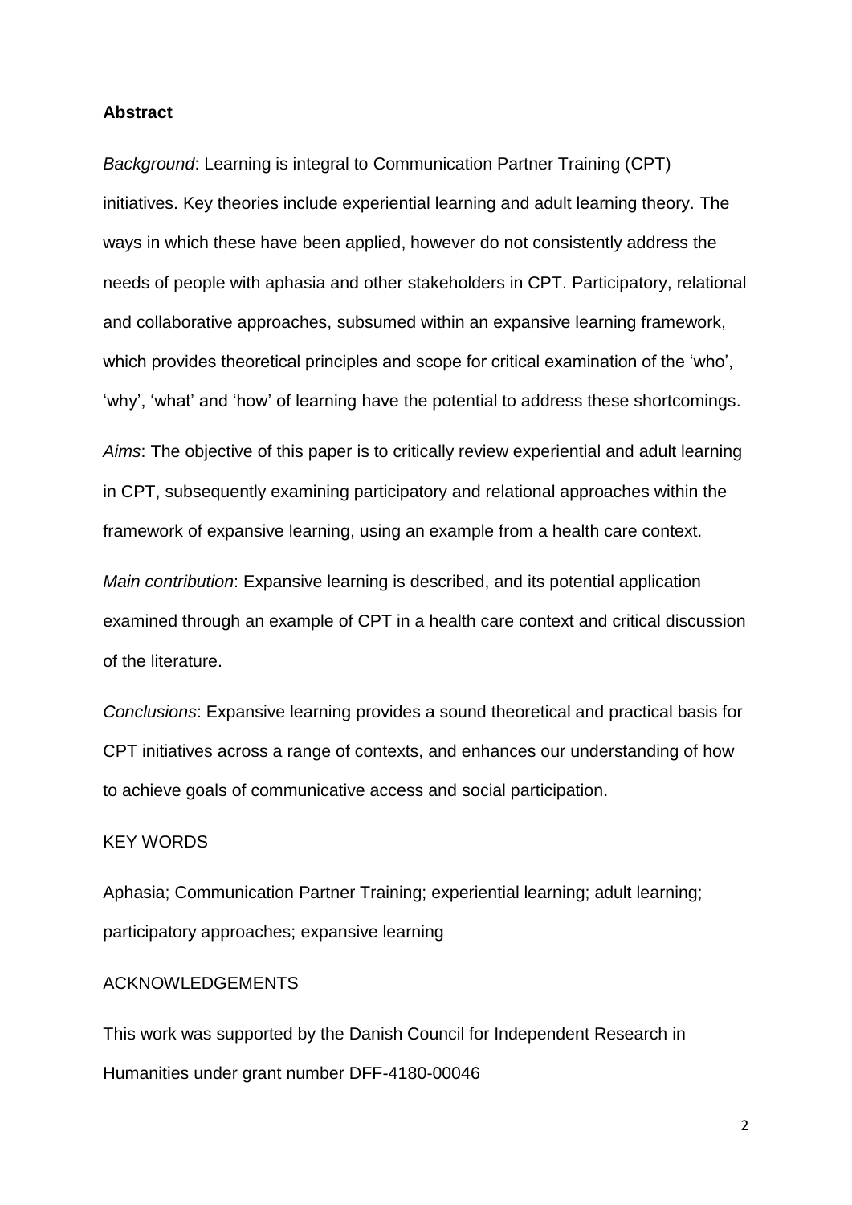**Abstract**

*Background*: Learning is integral to Communication Partner Training (CPT) initiatives. Key theories include experiential learning and adult learning theory. The ways in which these have been applied, however do not consistently address the needs of people with aphasia and other stakeholders in CPT. Participatory, relational and collaborative approaches, subsumed within an expansive learning framework, which provides theoretical principles and scope for critical examination of the 'who', 'why', 'what' and 'how' of learning have the potential to address these shortcomings.

*Aims*: The objective of this paper is to critically review experiential and adult learning in CPT, subsequently examining participatory and relational approaches within the framework of expansive learning, using an example from a health care context.

*Main contribution*: Expansive learning is described, and its potential application examined through an example of CPT in a health care context and critical discussion of the literature.

*Conclusions*: Expansive learning provides a sound theoretical and practical basis for CPT initiatives across a range of contexts, and enhances our understanding of how to achieve goals of communicative access and social participation.

KEY WORDS

Aphasia; Communication Partner Training; experiential learning; adult learning; participatory approaches; expansive learning

ACKNOWLEDGEMENTS

This work was supported by the Danish Council for Independent Research in Humanities under grant number DFF-4180-00046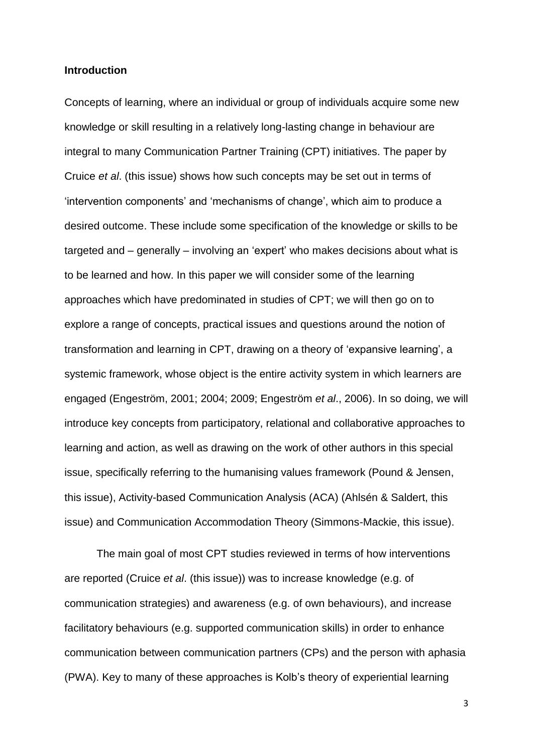## Introduction

Concepts of learning, where an individual or group of individuals acquire some new knowledge or skill resulting in a relatively long-lasting change in behaviour are integral to many Communication Partner Training (CPT) initiatives. The paper by Cruice *et al*. (this issue) shows how such concepts may be set out in terms of 'intervention components' and 'mechanisms of change', which aim to produce a desired outcome. These include some specification of the knowledge or skills to be targeted and – generally – involving an 'expert' who makes decisions about what is to be learned and how. In this paper we will consider some of the learning approaches which have predominated in studies of CPT; we will then go on to explore a range of concepts, practical issues and questions around the notion of transformation and learning in CPT, drawing on a theory of 'expansive learning', a systemic framework, whose object is the entire activity system in which learners are engaged (Engeström, 2001; 2004; 2009; Engeström *et al*., 2006). In so doing, we will introduce key concepts from participatory, relational and collaborative approaches to learning and action, as well as drawing on the work of other authors in this special issue, specifically referring to the humanising values framework (Pound & Jensen, this issue), Activity-based Communication Analysis (ACA) (Ahlsén & Saldert, this issue) and Communication Accommodation Theory (Simmons-Mackie, this issue).

The main goal of most CPT studies reviewed in terms of how interventions are reported (Cruice *et al*. (this issue)) was to increase knowledge (e.g. of communication strategies) and awareness (e.g. of own behaviours), and increase facilitatory behaviours (e.g. supported communication skills) in order to enhance communication between communication partners (CPs) and the person with aphasia (PWA). Key to many of these approaches is Kolb's theory of experiential learning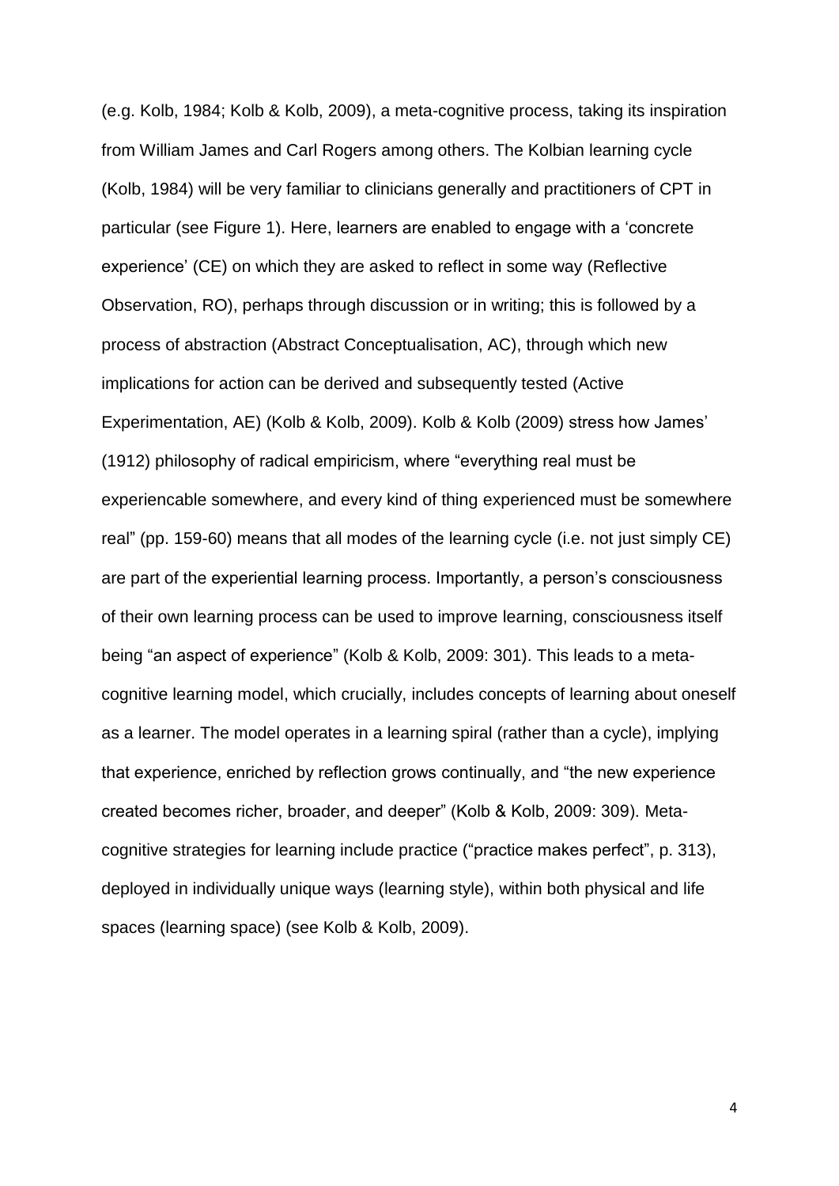(e.g. Kolb, 1984; Kolb & Kolb, 2009), a meta-cognitive process, taking its inspiration from William James and Carl Rogers among others. The Kolbian learning cycle (Kolb, 1984) will be very familiar to clinicians generally and practitioners of CPT in particular (see Figure 1). Here, learners are enabled to engage with a 'concrete experience' (CE) on which they are asked to reflect in some way (Reflective Observation, RO), perhaps through discussion or in writing; this is followed by a process of abstraction (Abstract Conceptualisation, AC), through which new implications for action can be derived and subsequently tested (Active Experimentation, AE) (Kolb & Kolb, 2009). Kolb & Kolb (2009) stress how James' (1912) philosophy of radical empiricism, where "everything real must be experiencable somewhere, and every kind of thing experienced must be somewhere real" (pp. 159-60) means that all modes of the learning cycle (i.e. not just simply CE) are part of the experiential learning process. Importantly, a person's consciousness of their own learning process can be used to improve learning, consciousness itself being "an aspect of experience" (Kolb & Kolb, 2009: 301). This leads to a meta-cognitive learning model, which crucially, includes concepts of learning about oneself as a learner. The model operates in a learning spiral (rather than a cycle), implying that experience, enriched by reflection grows continually, and "the new experience created becomes richer, broader, and deeper" (Kolb & Kolb, 2009: 309). Meta-cognitive strategies for learning include practice ("practice makes perfect", p. 313), deployed in individually unique ways (learning style), within both physical and life spaces (learning space) (see Kolb & Kolb, 2009).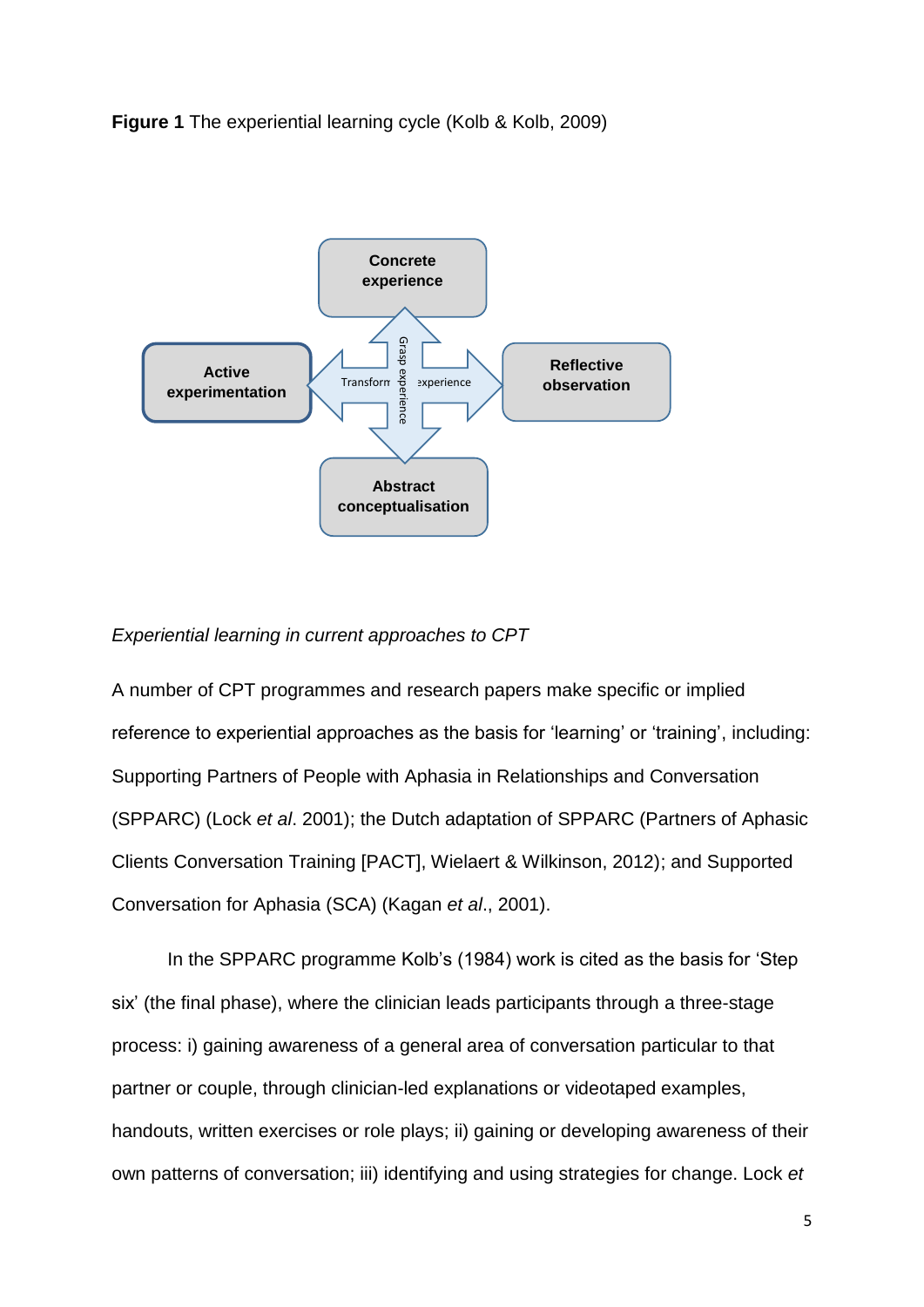**Figure 1** The experiential learning cycle (Kolb & Kolb, 2009)

*Experiential learning in current approaches to CPT*

A number of CPT programmes and research papers make specific or implied reference to experiential approaches as the basis for ‘learning’ or ‘training’, including: Supporting Partners of People with Aphasia in Relationships and Conversation (SPPARC) (Lock *et al*. 2001); the Dutch adaptation of SPPARC (Partners of Aphasic Clients Conversation Training [PACT], Wielaert & Wilkinson, 2012); and Supported Conversation for Aphasia (SCA) (Kagan *et al*., 2001).

In the SPPARC programme Kolb’s (1984) work is cited as the basis for ‘Step six’ (the final phase), where the clinician leads participants through a three-stage process: i) gaining awareness of a general area of conversation particular to that partner or couple, through clinician-led explanations or videotaped examples, handouts, written exercises or role plays; ii) gaining or developing awareness of their own patterns of conversation; iii) identifying and using strategies for change. Lock *et*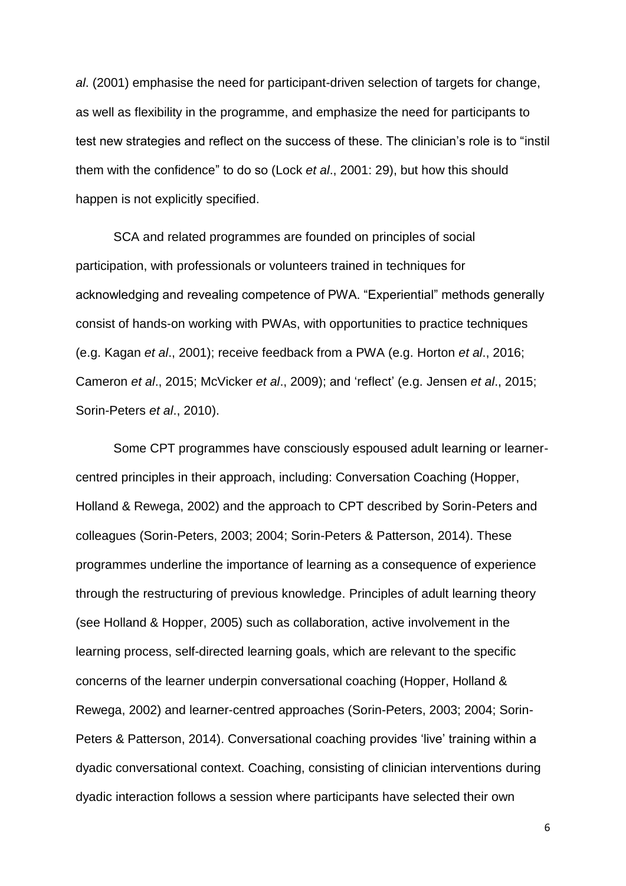*al*. (2001) emphasise the need for participant-driven selection of targets for change, as well as flexibility in the programme, and emphasize the need for participants to test new strategies and reflect on the success of these. The clinician's role is to "instil them with the confidence" to do so (Lock *et al*., 2001: 29), but how this should happen is not explicitly specified.

SCA and related programmes are founded on principles of social participation, with professionals or volunteers trained in techniques for acknowledging and revealing competence of PWA. "Experiential" methods generally consist of hands-on working with PWAs, with opportunities to practice techniques (e.g. Kagan *et al*., 2001); receive feedback from a PWA (e.g. Horton *et al*., 2016; Cameron *et al*., 2015; McVicker *et al*., 2009); and 'reflect' (e.g. Jensen *et al*., 2015; Sorin-Peters *et al*., 2010).

Some CPT programmes have consciously espoused adult learning or learner-centred principles in their approach, including: Conversation Coaching (Hopper, Holland & Rewega, 2002) and the approach to CPT described by Sorin-Peters and colleagues (Sorin-Peters, 2003; 2004; Sorin-Peters & Patterson, 2014). These programmes underline the importance of learning as a consequence of experience through the restructuring of previous knowledge. Principles of adult learning theory (see Holland & Hopper, 2005) such as collaboration, active involvement in the learning process, self-directed learning goals, which are relevant to the specific concerns of the learner underpin conversational coaching (Hopper, Holland & Rewega, 2002) and learner-centred approaches (Sorin-Peters, 2003; 2004; Sorin-Peters & Patterson, 2014). Conversational coaching provides 'live' training within a dyadic conversational context. Coaching, consisting of clinician interventions during dyadic interaction follows a session where participants have selected their own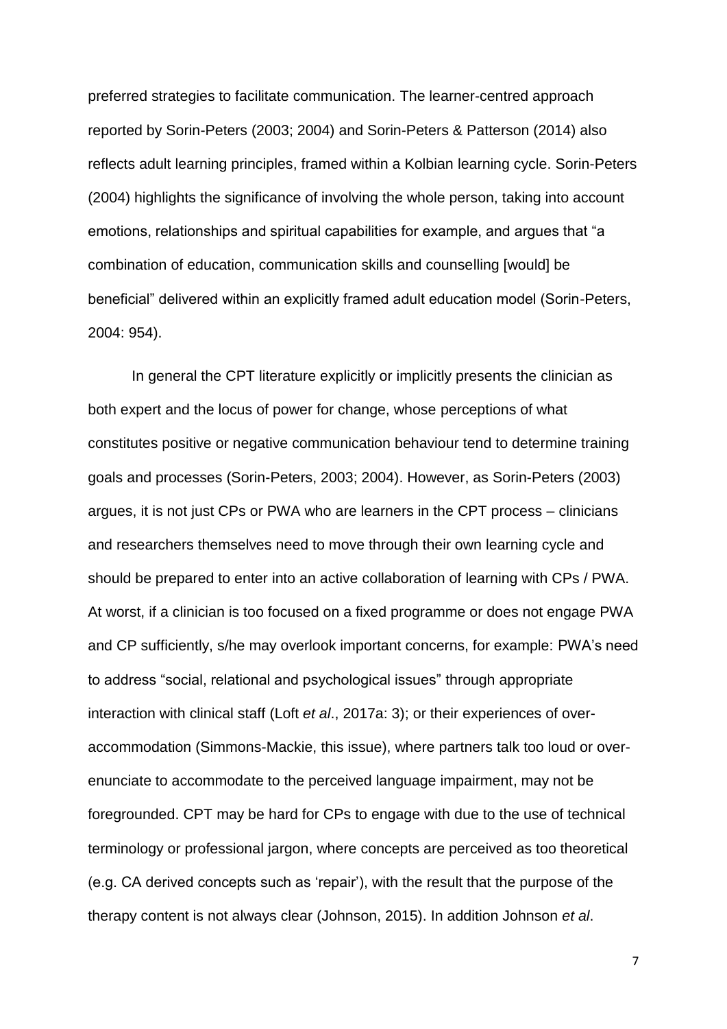preferred strategies to facilitate communication. The learner-centred approach reported by Sorin-Peters (2003; 2004) and Sorin-Peters & Patterson (2014) also reflects adult learning principles, framed within a Kolbian learning cycle. Sorin-Peters (2004) highlights the significance of involving the whole person, taking into account emotions, relationships and spiritual capabilities for example, and argues that "a combination of education, communication skills and counselling [would] be beneficial" delivered within an explicitly framed adult education model (Sorin-Peters, 2004: 954).

In general the CPT literature explicitly or implicitly presents the clinician as both expert and the locus of power for change, whose perceptions of what constitutes positive or negative communication behaviour tend to determine training goals and processes (Sorin-Peters, 2003; 2004). However, as Sorin-Peters (2003) argues, it is not just CPs or PWA who are learners in the CPT process – clinicians and researchers themselves need to move through their own learning cycle and should be prepared to enter into an active collaboration of learning with CPs / PWA. At worst, if a clinician is too focused on a fixed programme or does not engage PWA and CP sufficiently, s/he may overlook important concerns, for example: PWA's need to address "social, relational and psychological issues" through appropriate interaction with clinical staff (Loft *et al*., 2017a: 3); or their experiences of over-accommodation (Simmons-Mackie, this issue), where partners talk too loud or over-enunciate to accommodate to the perceived language impairment, may not be foregrounded. CPT may be hard for CPs to engage with due to the use of technical terminology or professional jargon, where concepts are perceived as too theoretical (e.g. CA derived concepts such as 'repair'), with the result that the purpose of the therapy content is not always clear (Johnson, 2015). In addition Johnson *et al*.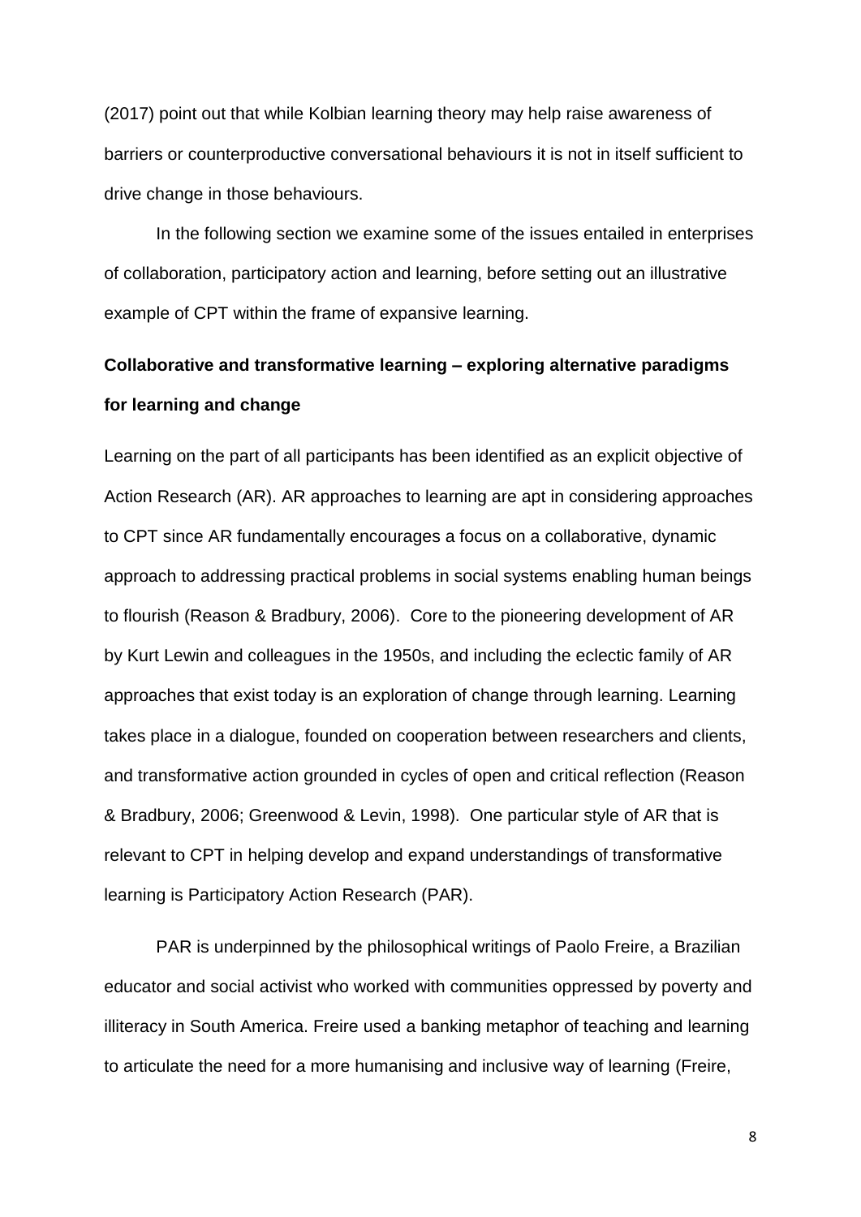(2017) point out that while Kolbian learning theory may help raise awareness of barriers or counterproductive conversational behaviours it is not in itself sufficient to drive change in those behaviours.

In the following section we examine some of the issues entailed in enterprises of collaboration, participatory action and learning, before setting out an illustrative example of CPT within the frame of expansive learning.

## Collaborative and transformative learning – exploring alternative paradigms for learning and change

Learning on the part of all participants has been identified as an explicit objective of Action Research (AR). AR approaches to learning are apt in considering approaches to CPT since AR fundamentally encourages a focus on a collaborative, dynamic approach to addressing practical problems in social systems enabling human beings to flourish (Reason & Bradbury, 2006). Core to the pioneering development of AR by Kurt Lewin and colleagues in the 1950s, and including the eclectic family of AR approaches that exist today is an exploration of change through learning. Learning takes place in a dialogue, founded on cooperation between researchers and clients, and transformative action grounded in cycles of open and critical reflection (Reason & Bradbury, 2006; Greenwood & Levin, 1998). One particular style of AR that is relevant to CPT in helping develop and expand understandings of transformative learning is Participatory Action Research (PAR).

PAR is underpinned by the philosophical writings of Paolo Freire, a Brazilian educator and social activist who worked with communities oppressed by poverty and illiteracy in South America. Freire used a banking metaphor of teaching and learning to articulate the need for a more humanising and inclusive way of learning (Freire,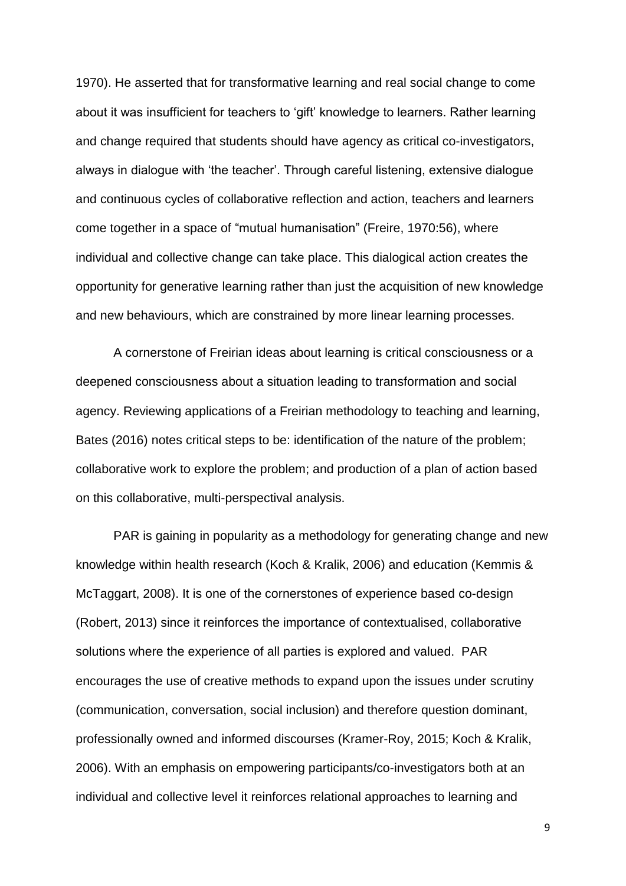1970). He asserted that for transformative learning and real social change to come about it was insufficient for teachers to 'gift' knowledge to learners. Rather learning and change required that students should have agency as critical co-investigators, always in dialogue with 'the teacher'. Through careful listening, extensive dialogue and continuous cycles of collaborative reflection and action, teachers and learners come together in a space of "mutual humanisation" (Freire, 1970:56), where individual and collective change can take place. This dialogical action creates the opportunity for generative learning rather than just the acquisition of new knowledge and new behaviours, which are constrained by more linear learning processes.

A cornerstone of Freirian ideas about learning is critical consciousness or a deepened consciousness about a situation leading to transformation and social agency. Reviewing applications of a Freirian methodology to teaching and learning, Bates (2016) notes critical steps to be: identification of the nature of the problem; collaborative work to explore the problem; and production of a plan of action based on this collaborative, multi-perspectival analysis.

PAR is gaining in popularity as a methodology for generating change and new knowledge within health research (Koch & Kralik, 2006) and education (Kemmis & McTaggart, 2008). It is one of the cornerstones of experience based co-design (Robert, 2013) since it reinforces the importance of contextualised, collaborative solutions where the experience of all parties is explored and valued. PAR encourages the use of creative methods to expand upon the issues under scrutiny (communication, conversation, social inclusion) and therefore question dominant, professionally owned and informed discourses (Kramer-Roy, 2015; Koch & Kralik, 2006). With an emphasis on empowering participants/co-investigators both at an individual and collective level it reinforces relational approaches to learning and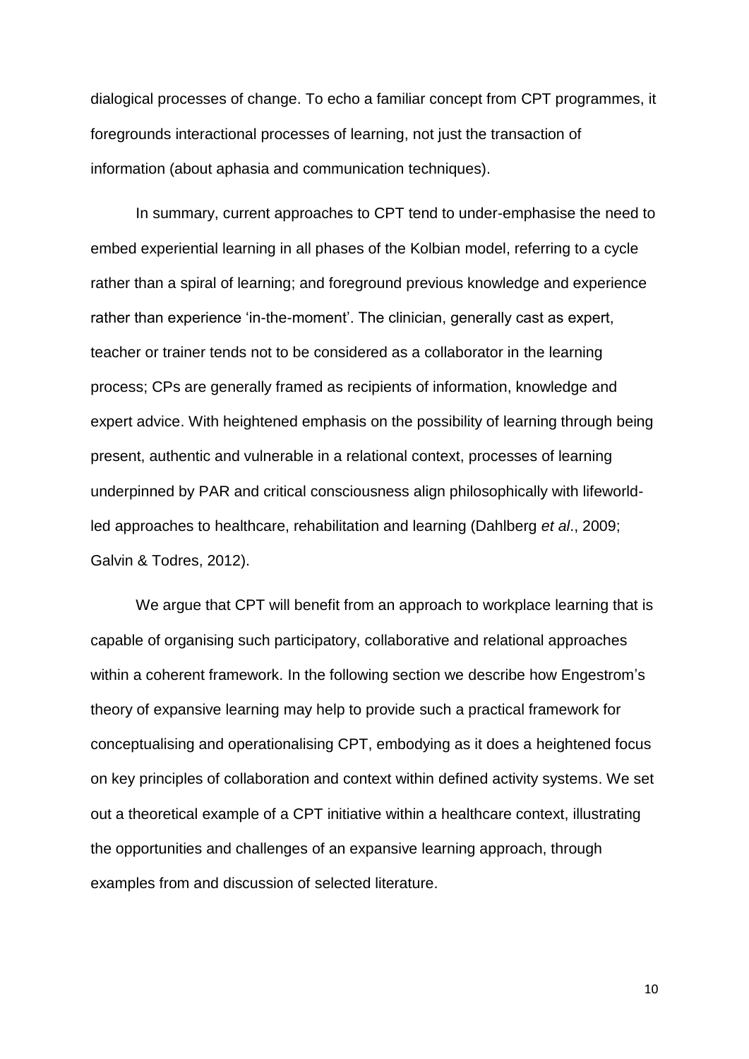dialogical processes of change. To echo a familiar concept from CPT programmes, it foregrounds interactional processes of learning, not just the transaction of information (about aphasia and communication techniques).

In summary, current approaches to CPT tend to under-emphasise the need to embed experiential learning in all phases of the Kolbian model, referring to a cycle rather than a spiral of learning; and foreground previous knowledge and experience rather than experience 'in-the-moment'. The clinician, generally cast as expert, teacher or trainer tends not to be considered as a collaborator in the learning process; CPs are generally framed as recipients of information, knowledge and expert advice. With heightened emphasis on the possibility of learning through being present, authentic and vulnerable in a relational context, processes of learning underpinned by PAR and critical consciousness align philosophically with lifeworld-led approaches to healthcare, rehabilitation and learning (Dahlberg *et al*., 2009; Galvin & Todres, 2012).

We argue that CPT will benefit from an approach to workplace learning that is capable of organising such participatory, collaborative and relational approaches within a coherent framework. In the following section we describe how Engestrom's theory of expansive learning may help to provide such a practical framework for conceptualising and operationalising CPT, embodying as it does a heightened focus on key principles of collaboration and context within defined activity systems. We set out a theoretical example of a CPT initiative within a healthcare context, illustrating the opportunities and challenges of an expansive learning approach, through examples from and discussion of selected literature.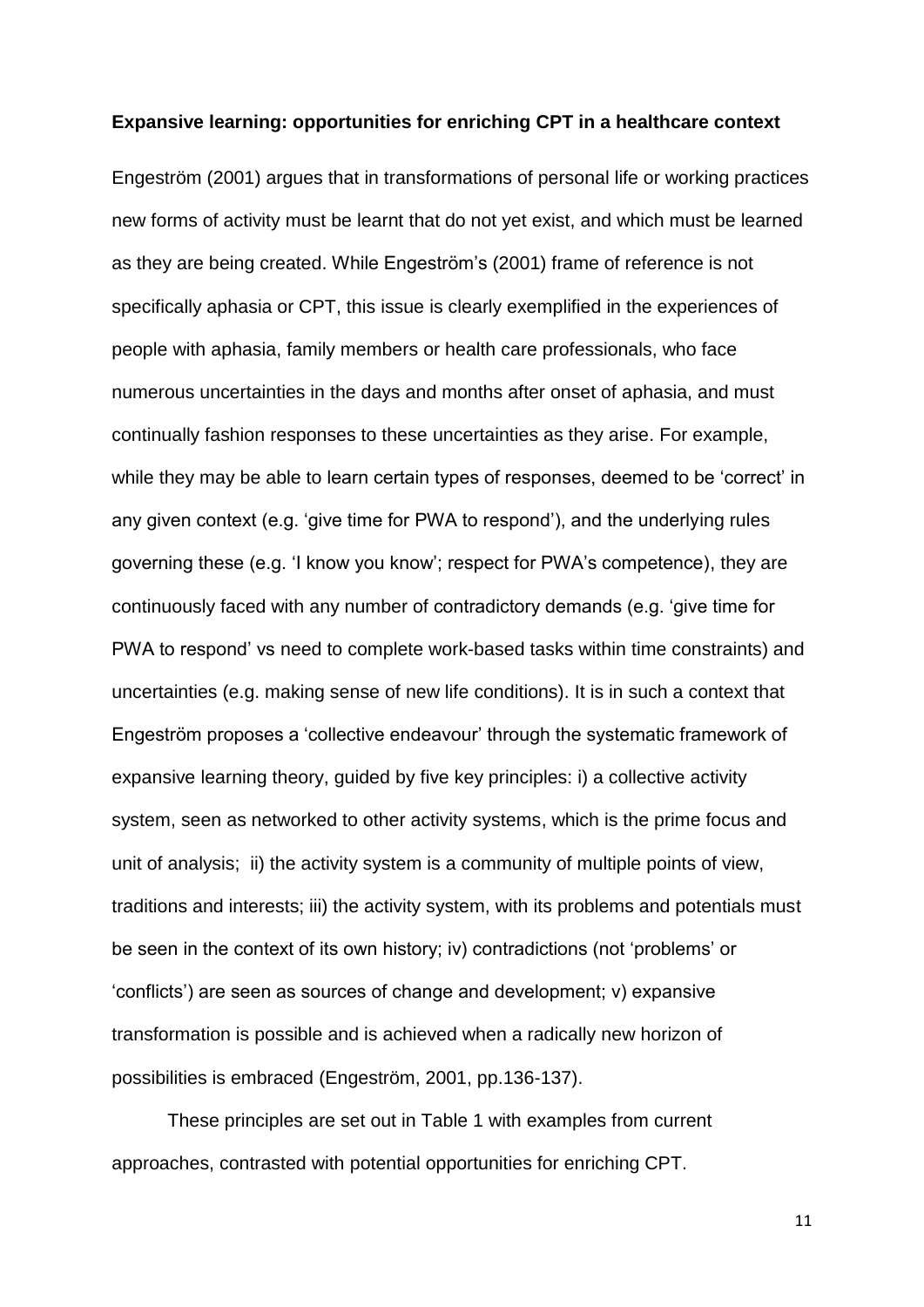**Expansive learning: opportunities for enriching CPT in a healthcare context**

Engeström (2001) argues that in transformations of personal life or working practices new forms of activity must be learnt that do not yet exist, and which must be learned as they are being created. While Engeström's (2001) frame of reference is not specifically aphasia or CPT, this issue is clearly exemplified in the experiences of people with aphasia, family members or health care professionals, who face numerous uncertainties in the days and months after onset of aphasia, and must continually fashion responses to these uncertainties as they arise. For example, while they may be able to learn certain types of responses, deemed to be 'correct' in any given context (e.g. 'give time for PWA to respond'), and the underlying rules governing these (e.g. 'I know you know'; respect for PWA's competence), they are continuously faced with any number of contradictory demands (e.g. 'give time for PWA to respond' vs need to complete work-based tasks within time constraints) and uncertainties (e.g. making sense of new life conditions). It is in such a context that Engeström proposes a 'collective endeavour' through the systematic framework of expansive learning theory, guided by five key principles: i) a collective activity system, seen as networked to other activity systems, which is the prime focus and unit of analysis; ii) the activity system is a community of multiple points of view, traditions and interests; iii) the activity system, with its problems and potentials must be seen in the context of its own history; iv) contradictions (not 'problems' or 'conflicts') are seen as sources of change and development; v) expansive transformation is possible and is achieved when a radically new horizon of possibilities is embraced (Engeström, 2001, pp.136-137).

These principles are set out in Table 1 with examples from current approaches, contrasted with potential opportunities for enriching CPT.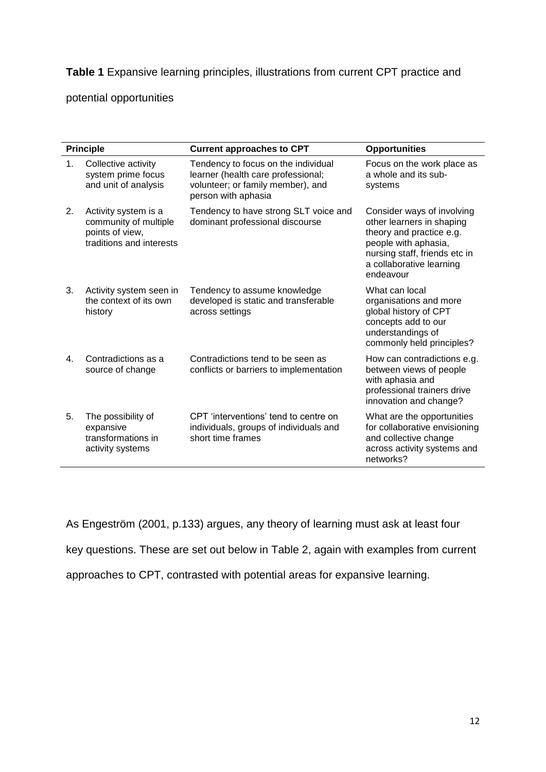**Table 1** Expansive learning principles, illustrations from current CPT practice and potential opportunities

| Principle | | Current approaches to CPT | Opportunities |
|---|---|---|---|
| 1. | Collective activity system prime focus and unit of analysis | Tendency to focus on the individual learner (health care professional; volunteer; or family member), and person with aphasia | Focus on the work place as a whole and its sub-systems |
| 2. | Activity system is a community of multiple points of view, traditions and interests | Tendency to have strong SLT voice and dominant professional discourse | Consider ways of involving other learners in shaping theory and practice e.g. people with aphasia, nursing staff, friends etc in a collaborative learning endeavour |
| 3. | Activity system seen in the context of its own history | Tendency to assume knowledge developed is static and transferable across settings | What can local organisations and more global history of CPT concepts add to our understandings of commonly held principles? |
| 4. | Contradictions as a source of change | Contradictions tend to be seen as conflicts or barriers to implementation | How can contradictions e.g. between views of people with aphasia and professional trainers drive innovation and change? |
| 5. | The possibility of expansive transformations in activity systems | CPT 'interventions' tend to centre on individuals, groups of individuals and short time frames | What are the opportunities for collaborative envisioning and collective change across activity systems and networks? |

As Engeström (2001, p.133) argues, any theory of learning must ask at least four key questions. These are set out below in Table 2, again with examples from current approaches to CPT, contrasted with potential areas for expansive learning.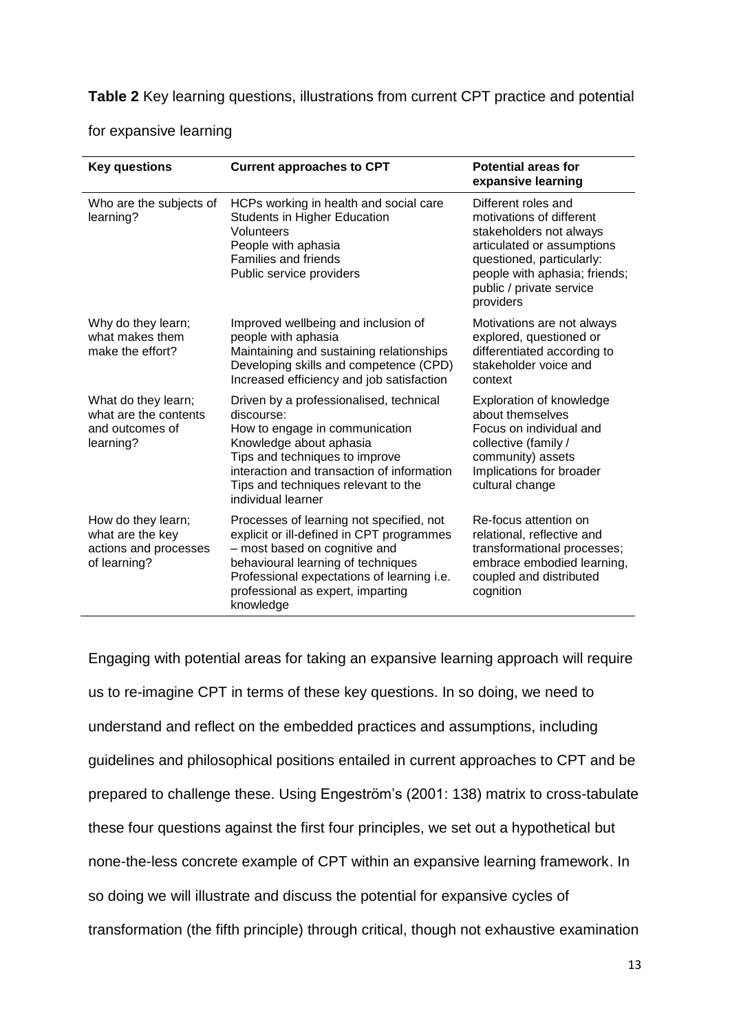**Table 2** Key learning questions, illustrations from current CPT practice and potential for expansive learning

| Key questions | Current approaches to CPT | Potential areas for expansive learning |
|---|---|---|
| Who are the subjects of learning? | HCPs working in health and social care<br>Students in Higher Education<br>Volunteers<br>People with aphasia<br>Families and friends<br>Public service providers | Different roles and motivations of different stakeholders not always articulated or assumptions questioned, particularly: people with aphasia; friends; public / private service providers |
| Why do they learn; what makes them make the effort? | Improved wellbeing and inclusion of people with aphasia<br>Maintaining and sustaining relationships<br>Developing skills and competence (CPD)<br>Increased efficiency and job satisfaction | Motivations are not always explored, questioned or differentiated according to stakeholder voice and context |
| What do they learn; what are the contents and outcomes of learning? | Driven by a professionalised, technical discourse:<br>How to engage in communication<br>Knowledge about aphasia<br>Tips and techniques to improve interaction and transaction of information<br>Tips and techniques relevant to the individual learner | Exploration of knowledge about themselves<br>Focus on individual and collective (family / community) assets<br>Implications for broader cultural change |
| How do they learn; what are the key actions and processes of learning? | Processes of learning not specified, not explicit or ill-defined in CPT programmes – most based on cognitive and behavioural learning of techniques<br>Professional expectations of learning i.e. professional as expert, imparting knowledge | Re-focus attention on relational, reflective and transformational processes; embrace embodied learning, coupled and distributed cognition |

Engaging with potential areas for taking an expansive learning approach will require us to re-imagine CPT in terms of these key questions. In so doing, we need to understand and reflect on the embedded practices and assumptions, including guidelines and philosophical positions entailed in current approaches to CPT and be prepared to challenge these. Using Engeström's (2001: 138) matrix to cross-tabulate these four questions against the first four principles, we set out a hypothetical but none-the-less concrete example of CPT within an expansive learning framework. In so doing we will illustrate and discuss the potential for expansive cycles of transformation (the fifth principle) through critical, though not exhaustive examination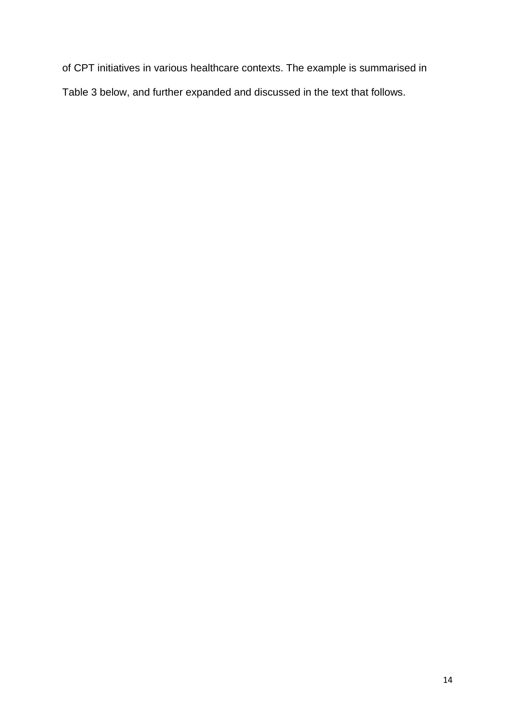of CPT initiatives in various healthcare contexts. The example is summarised in Table 3 below, and further expanded and discussed in the text that follows.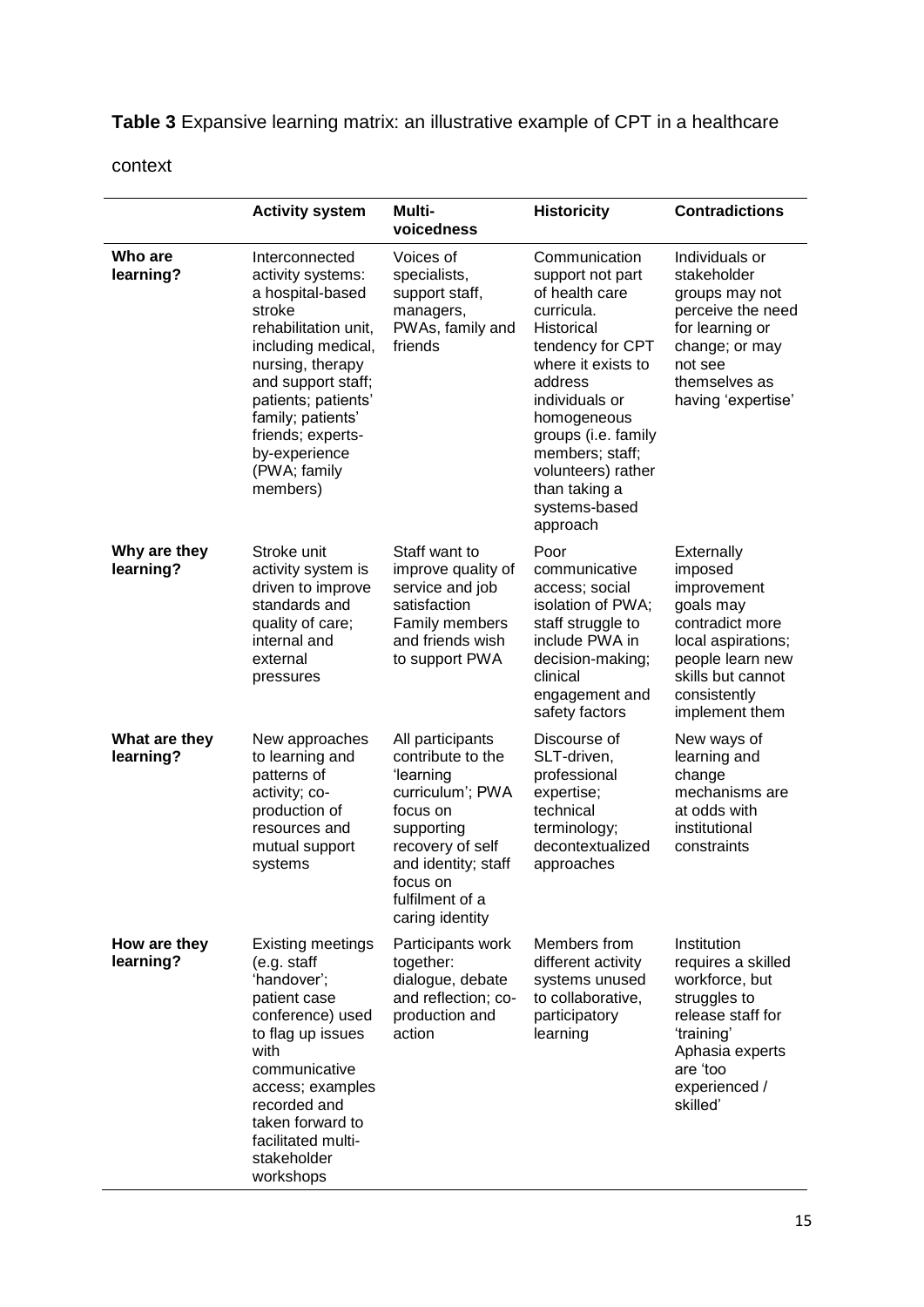**Table 3** Expansive learning matrix: an illustrative example of CPT in a healthcare context

| | **Activity system** | **Multi-voicedness** | **Historicity** | **Contradictions** |
|---|---|---|---|---|
| **Who are learning?** | Interconnected activity systems: a hospital-based stroke rehabilitation unit, including medical, nursing, therapy and support staff; patients; patients' family; patients' friends; experts-by-experience (PWA; family members) | Voices of specialists, support staff, managers, PWAs, family and friends | Communication support not part of health care curricula. Historical tendency for CPT where it exists to address individuals or homogeneous groups (i.e. family members; staff; volunteers) rather than taking a systems-based approach | Individuals or stakeholder groups may not perceive the need for learning or change; or may not see themselves as having 'expertise' |
| **Why are they learning?** | Stroke unit activity system is driven to improve standards and quality of care; internal and external pressures | Staff want to improve quality of service and job satisfaction Family members and friends wish to support PWA | Poor communicative access; social isolation of PWA; staff struggle to include PWA in decision-making; clinical engagement and safety factors | Externally imposed improvement goals may contradict more local aspirations; people learn new skills but cannot consistently implement them |
| **What are they learning?** | New approaches to learning and patterns of activity; co-production of resources and mutual support systems | All participants contribute to the 'learning curriculum'; PWA focus on supporting recovery of self and identity; staff focus on fulfilment of a caring identity | Discourse of SLT-driven, professional expertise; technical terminology; decontextualized approaches | New ways of learning and change mechanisms are at odds with institutional constraints |
| **How are they learning?** | Existing meetings (e.g. staff 'handover'; patient case conference) used to flag up issues with communicative access; examples recorded and taken forward to facilitated multi-stakeholder workshops | Participants work together: dialogue, debate and reflection; co-production and action | Members from different activity systems unused to collaborative, participatory learning | Institution requires a skilled workforce, but struggles to release staff for 'training' Aphasia experts are 'too experienced / skilled' |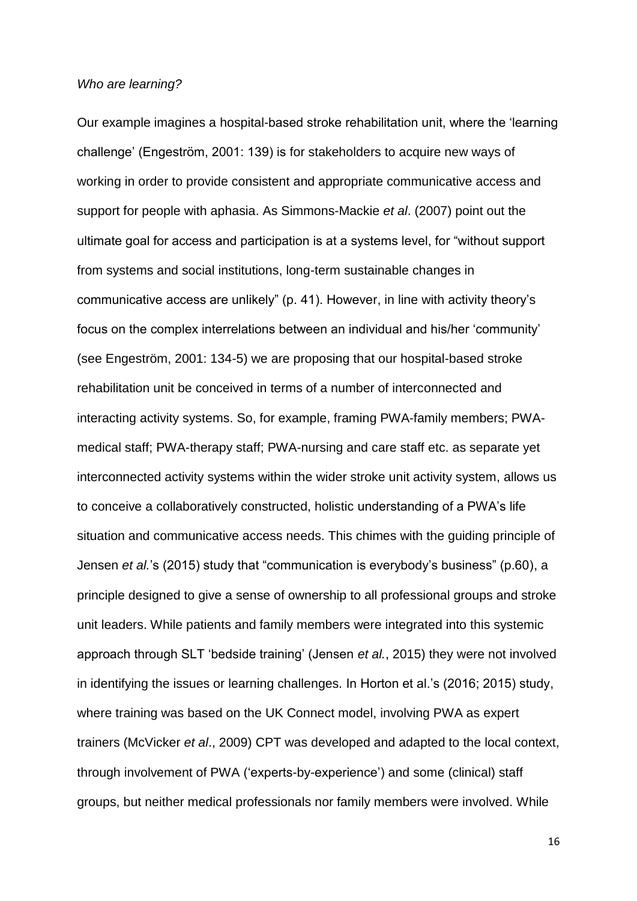*Who are learning?*

Our example imagines a hospital-based stroke rehabilitation unit, where the 'learning challenge' (Engeström, 2001: 139) is for stakeholders to acquire new ways of working in order to provide consistent and appropriate communicative access and support for people with aphasia. As Simmons-Mackie *et al*. (2007) point out the ultimate goal for access and participation is at a systems level, for "without support from systems and social institutions, long-term sustainable changes in communicative access are unlikely" (p. 41). However, in line with activity theory's focus on the complex interrelations between an individual and his/her 'community' (see Engeström, 2001: 134-5) we are proposing that our hospital-based stroke rehabilitation unit be conceived in terms of a number of interconnected and interacting activity systems. So, for example, framing PWA-family members; PWA-medical staff; PWA-therapy staff; PWA-nursing and care staff etc. as separate yet interconnected activity systems within the wider stroke unit activity system, allows us to conceive a collaboratively constructed, holistic understanding of a PWA's life situation and communicative access needs. This chimes with the guiding principle of Jensen *et al.*'s (2015) study that "communication is everybody's business" (p.60), a principle designed to give a sense of ownership to all professional groups and stroke unit leaders. While patients and family members were integrated into this systemic approach through SLT 'bedside training' (Jensen *et al.*, 2015) they were not involved in identifying the issues or learning challenges. In Horton et al.'s (2016; 2015) study, where training was based on the UK Connect model, involving PWA as expert trainers (McVicker *et al*., 2009) CPT was developed and adapted to the local context, through involvement of PWA ('experts-by-experience') and some (clinical) staff groups, but neither medical professionals nor family members were involved. While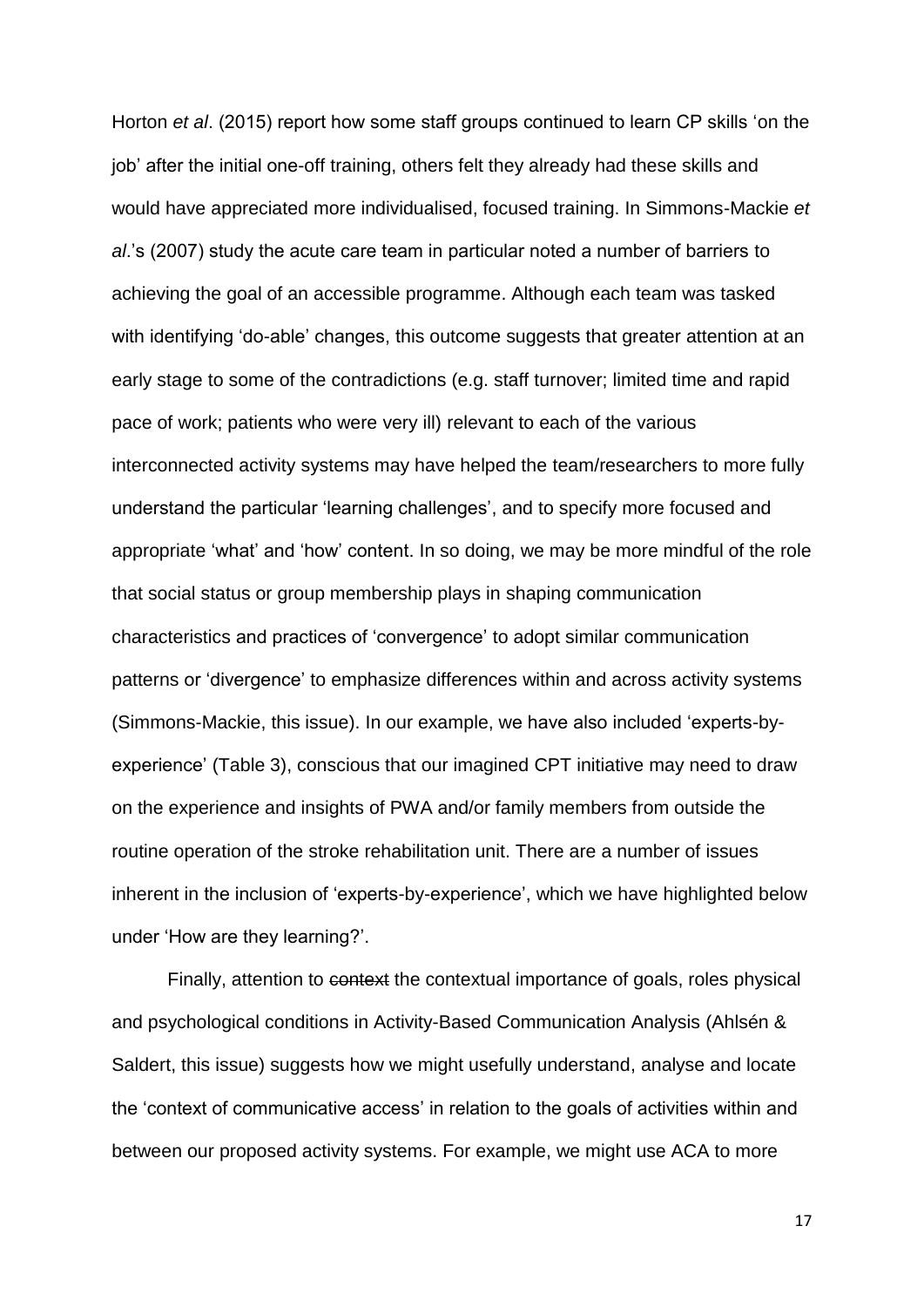Horton *et al*. (2015) report how some staff groups continued to learn CP skills 'on the job' after the initial one-off training, others felt they already had these skills and would have appreciated more individualised, focused training. In Simmons-Mackie *et al*.'s (2007) study the acute care team in particular noted a number of barriers to achieving the goal of an accessible programme. Although each team was tasked with identifying 'do-able' changes, this outcome suggests that greater attention at an early stage to some of the contradictions (e.g. staff turnover; limited time and rapid pace of work; patients who were very ill) relevant to each of the various interconnected activity systems may have helped the team/researchers to more fully understand the particular 'learning challenges', and to specify more focused and appropriate 'what' and 'how' content. In so doing, we may be more mindful of the role that social status or group membership plays in shaping communication characteristics and practices of 'convergence' to adopt similar communication patterns or 'divergence' to emphasize differences within and across activity systems (Simmons-Mackie, this issue). In our example, we have also included 'experts-by-experience' (Table 3), conscious that our imagined CPT initiative may need to draw on the experience and insights of PWA and/or family members from outside the routine operation of the stroke rehabilitation unit. There are a number of issues inherent in the inclusion of 'experts-by-experience', which we have highlighted below under 'How are they learning?'.

Finally, attention to ~~context~~ the contextual importance of goals, roles physical and psychological conditions in Activity-Based Communication Analysis (Ahlsén & Saldert, this issue) suggests how we might usefully understand, analyse and locate the 'context of communicative access' in relation to the goals of activities within and between our proposed activity systems. For example, we might use ACA to more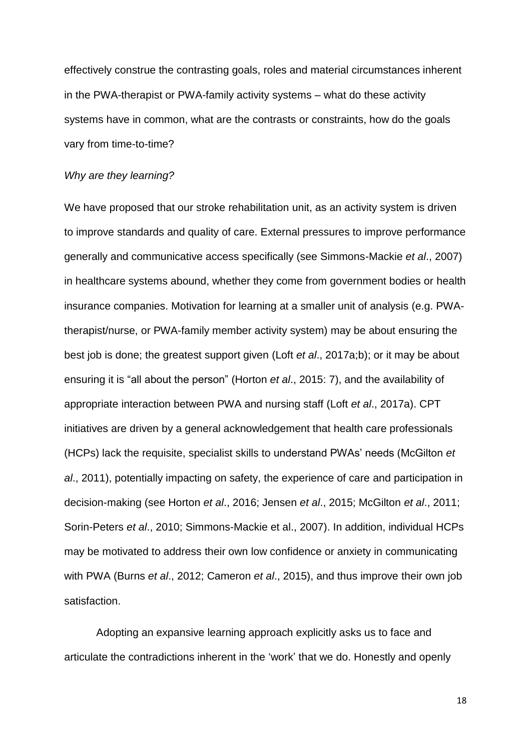effectively construe the contrasting goals, roles and material circumstances inherent in the PWA-therapist or PWA-family activity systems – what do these activity systems have in common, what are the contrasts or constraints, how do the goals vary from time-to-time?

*Why are they learning?*

We have proposed that our stroke rehabilitation unit, as an activity system is driven to improve standards and quality of care. External pressures to improve performance generally and communicative access specifically (see Simmons-Mackie *et al*., 2007) in healthcare systems abound, whether they come from government bodies or health insurance companies. Motivation for learning at a smaller unit of analysis (e.g. PWA-therapist/nurse, or PWA-family member activity system) may be about ensuring the best job is done; the greatest support given (Loft *et al*., 2017a;b); or it may be about ensuring it is "all about the person" (Horton *et al*., 2015: 7), and the availability of appropriate interaction between PWA and nursing staff (Loft *et al*., 2017a). CPT initiatives are driven by a general acknowledgement that health care professionals (HCPs) lack the requisite, specialist skills to understand PWAs' needs (McGilton *et al*., 2011), potentially impacting on safety, the experience of care and participation in decision-making (see Horton *et al*., 2016; Jensen *et al*., 2015; McGilton *et al*., 2011; Sorin-Peters *et al*., 2010; Simmons-Mackie et al., 2007). In addition, individual HCPs may be motivated to address their own low confidence or anxiety in communicating with PWA (Burns *et al*., 2012; Cameron *et al*., 2015), and thus improve their own job satisfaction.

Adopting an expansive learning approach explicitly asks us to face and articulate the contradictions inherent in the 'work' that we do. Honestly and openly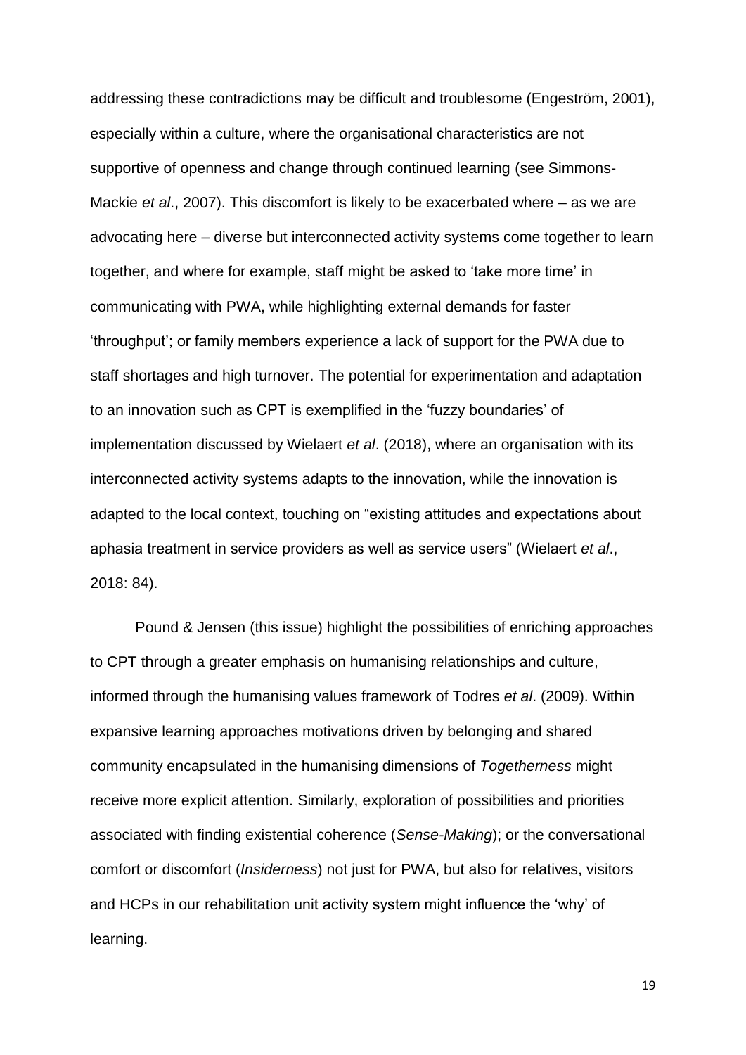addressing these contradictions may be difficult and troublesome (Engeström, 2001), especially within a culture, where the organisational characteristics are not supportive of openness and change through continued learning (see Simmons-Mackie *et al*., 2007). This discomfort is likely to be exacerbated where – as we are advocating here – diverse but interconnected activity systems come together to learn together, and where for example, staff might be asked to 'take more time' in communicating with PWA, while highlighting external demands for faster 'throughput'; or family members experience a lack of support for the PWA due to staff shortages and high turnover. The potential for experimentation and adaptation to an innovation such as CPT is exemplified in the 'fuzzy boundaries' of implementation discussed by Wielaert *et al*. (2018), where an organisation with its interconnected activity systems adapts to the innovation, while the innovation is adapted to the local context, touching on "existing attitudes and expectations about aphasia treatment in service providers as well as service users" (Wielaert *et al*., 2018: 84).

Pound & Jensen (this issue) highlight the possibilities of enriching approaches to CPT through a greater emphasis on humanising relationships and culture, informed through the humanising values framework of Todres *et al*. (2009). Within expansive learning approaches motivations driven by belonging and shared community encapsulated in the humanising dimensions of *Togetherness* might receive more explicit attention. Similarly, exploration of possibilities and priorities associated with finding existential coherence (*Sense-Making*); or the conversational comfort or discomfort (*Insiderness*) not just for PWA, but also for relatives, visitors and HCPs in our rehabilitation unit activity system might influence the 'why' of learning.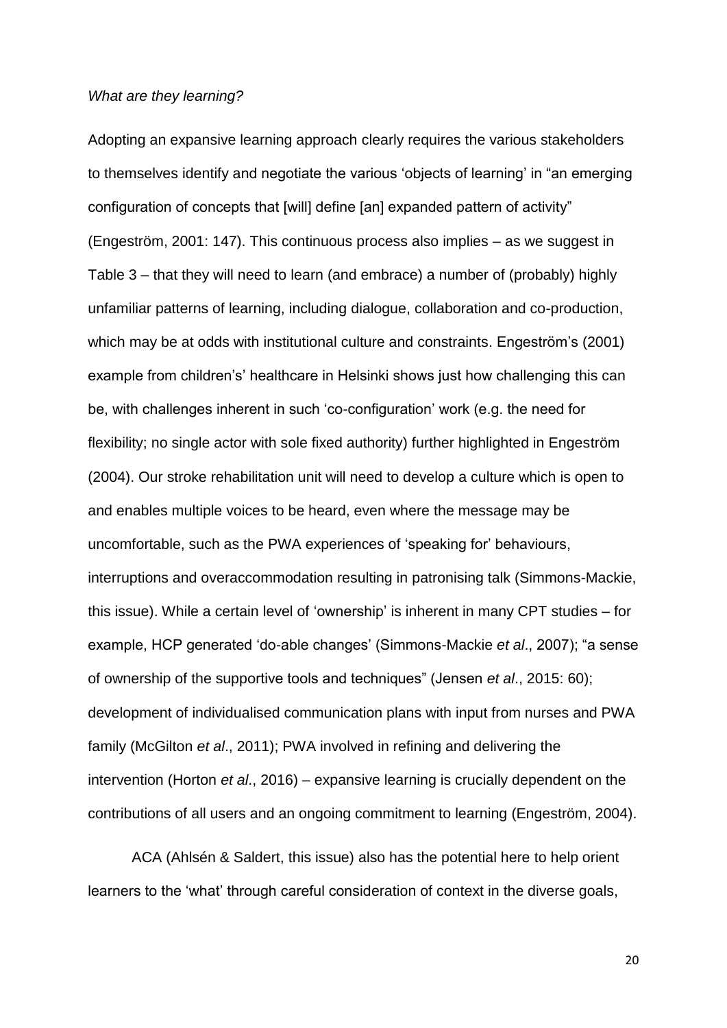*What are they learning?*

Adopting an expansive learning approach clearly requires the various stakeholders to themselves identify and negotiate the various 'objects of learning' in "an emerging configuration of concepts that [will] define [an] expanded pattern of activity" (Engeström, 2001: 147). This continuous process also implies – as we suggest in Table 3 – that they will need to learn (and embrace) a number of (probably) highly unfamiliar patterns of learning, including dialogue, collaboration and co-production, which may be at odds with institutional culture and constraints. Engeström's (2001) example from children's' healthcare in Helsinki shows just how challenging this can be, with challenges inherent in such 'co-configuration' work (e.g. the need for flexibility; no single actor with sole fixed authority) further highlighted in Engeström (2004). Our stroke rehabilitation unit will need to develop a culture which is open to and enables multiple voices to be heard, even where the message may be uncomfortable, such as the PWA experiences of 'speaking for' behaviours, interruptions and overaccommodation resulting in patronising talk (Simmons-Mackie, this issue). While a certain level of 'ownership' is inherent in many CPT studies – for example, HCP generated 'do-able changes' (Simmons-Mackie *et al*., 2007); "a sense of ownership of the supportive tools and techniques" (Jensen *et al*., 2015: 60); development of individualised communication plans with input from nurses and PWA family (McGilton *et al*., 2011); PWA involved in refining and delivering the intervention (Horton *et al*., 2016) – expansive learning is crucially dependent on the contributions of all users and an ongoing commitment to learning (Engeström, 2004).

ACA (Ahlsén & Saldert, this issue) also has the potential here to help orient learners to the 'what' through careful consideration of context in the diverse goals,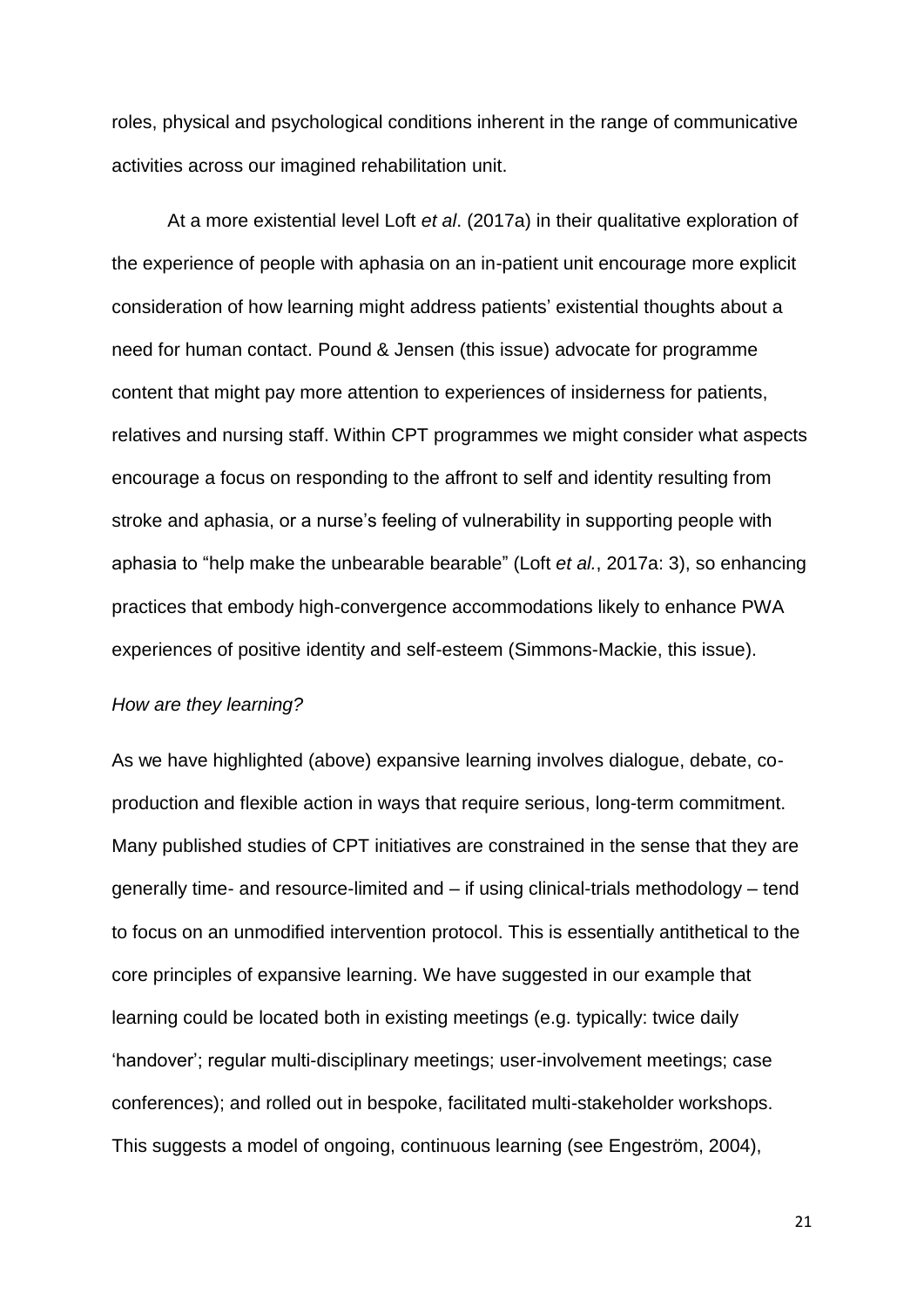roles, physical and psychological conditions inherent in the range of communicative activities across our imagined rehabilitation unit.

At a more existential level Loft *et al*. (2017a) in their qualitative exploration of the experience of people with aphasia on an in-patient unit encourage more explicit consideration of how learning might address patients' existential thoughts about a need for human contact. Pound & Jensen (this issue) advocate for programme content that might pay more attention to experiences of insiderness for patients, relatives and nursing staff. Within CPT programmes we might consider what aspects encourage a focus on responding to the affront to self and identity resulting from stroke and aphasia, or a nurse's feeling of vulnerability in supporting people with aphasia to "help make the unbearable bearable" (Loft *et al.*, 2017a: 3), so enhancing practices that embody high-convergence accommodations likely to enhance PWA experiences of positive identity and self-esteem (Simmons-Mackie, this issue).

*How are they learning?*

As we have highlighted (above) expansive learning involves dialogue, debate, co-production and flexible action in ways that require serious, long-term commitment. Many published studies of CPT initiatives are constrained in the sense that they are generally time- and resource-limited and – if using clinical-trials methodology – tend to focus on an unmodified intervention protocol. This is essentially antithetical to the core principles of expansive learning. We have suggested in our example that learning could be located both in existing meetings (e.g. typically: twice daily 'handover'; regular multi-disciplinary meetings; user-involvement meetings; case conferences); and rolled out in bespoke, facilitated multi-stakeholder workshops. This suggests a model of ongoing, continuous learning (see Engeström, 2004),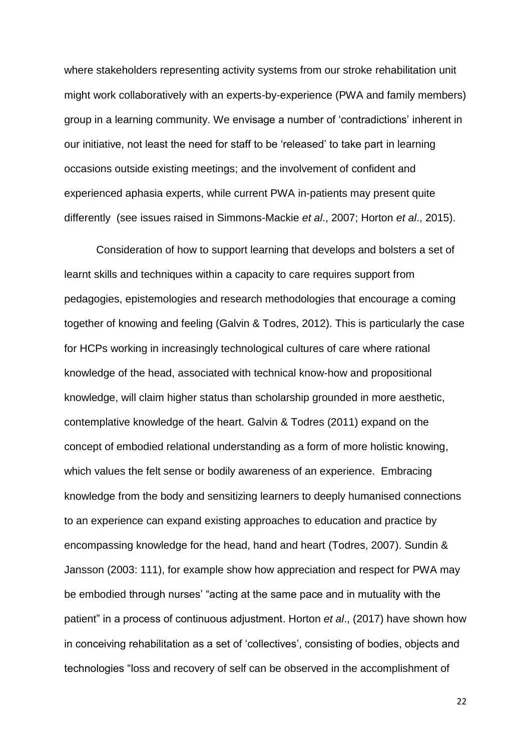where stakeholders representing activity systems from our stroke rehabilitation unit might work collaboratively with an experts-by-experience (PWA and family members) group in a learning community. We envisage a number of 'contradictions' inherent in our initiative, not least the need for staff to be 'released' to take part in learning occasions outside existing meetings; and the involvement of confident and experienced aphasia experts, while current PWA in-patients may present quite differently (see issues raised in Simmons-Mackie *et al*., 2007; Horton *et al*., 2015).

Consideration of how to support learning that develops and bolsters a set of learnt skills and techniques within a capacity to care requires support from pedagogies, epistemologies and research methodologies that encourage a coming together of knowing and feeling (Galvin & Todres, 2012). This is particularly the case for HCPs working in increasingly technological cultures of care where rational knowledge of the head, associated with technical know-how and propositional knowledge, will claim higher status than scholarship grounded in more aesthetic, contemplative knowledge of the heart. Galvin & Todres (2011) expand on the concept of embodied relational understanding as a form of more holistic knowing, which values the felt sense or bodily awareness of an experience. Embracing knowledge from the body and sensitizing learners to deeply humanised connections to an experience can expand existing approaches to education and practice by encompassing knowledge for the head, hand and heart (Todres, 2007). Sundin & Jansson (2003: 111), for example show how appreciation and respect for PWA may be embodied through nurses' "acting at the same pace and in mutuality with the patient" in a process of continuous adjustment. Horton *et al*., (2017) have shown how in conceiving rehabilitation as a set of 'collectives', consisting of bodies, objects and technologies "loss and recovery of self can be observed in the accomplishment of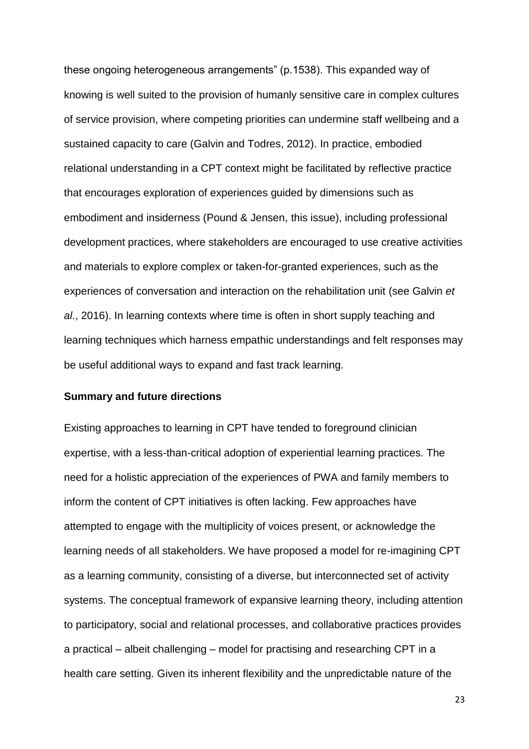these ongoing heterogeneous arrangements" (p.1538). This expanded way of knowing is well suited to the provision of humanly sensitive care in complex cultures of service provision, where competing priorities can undermine staff wellbeing and a sustained capacity to care (Galvin and Todres, 2012). In practice, embodied relational understanding in a CPT context might be facilitated by reflective practice that encourages exploration of experiences guided by dimensions such as embodiment and insiderness (Pound & Jensen, this issue), including professional development practices, where stakeholders are encouraged to use creative activities and materials to explore complex or taken-for-granted experiences, such as the experiences of conversation and interaction on the rehabilitation unit (see Galvin *et al*., 2016). In learning contexts where time is often in short supply teaching and learning techniques which harness empathic understandings and felt responses may be useful additional ways to expand and fast track learning.

**Summary and future directions**

Existing approaches to learning in CPT have tended to foreground clinician expertise, with a less-than-critical adoption of experiential learning practices. The need for a holistic appreciation of the experiences of PWA and family members to inform the content of CPT initiatives is often lacking. Few approaches have attempted to engage with the multiplicity of voices present, or acknowledge the learning needs of all stakeholders. We have proposed a model for re-imagining CPT as a learning community, consisting of a diverse, but interconnected set of activity systems. The conceptual framework of expansive learning theory, including attention to participatory, social and relational processes, and collaborative practices provides a practical – albeit challenging – model for practising and researching CPT in a health care setting. Given its inherent flexibility and the unpredictable nature of the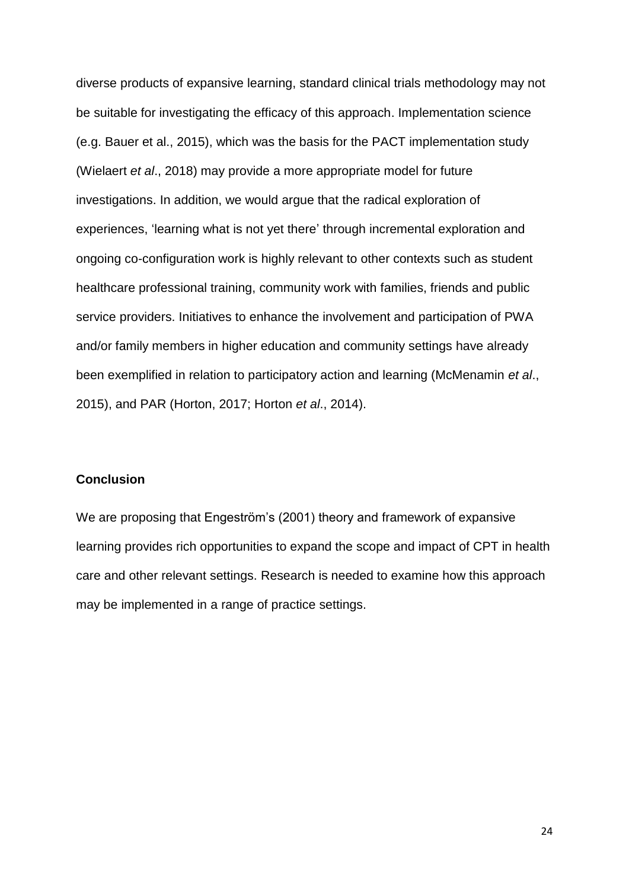diverse products of expansive learning, standard clinical trials methodology may not be suitable for investigating the efficacy of this approach. Implementation science (e.g. Bauer et al., 2015), which was the basis for the PACT implementation study (Wielaert *et al*., 2018) may provide a more appropriate model for future investigations. In addition, we would argue that the radical exploration of experiences, 'learning what is not yet there' through incremental exploration and ongoing co-configuration work is highly relevant to other contexts such as student healthcare professional training, community work with families, friends and public service providers. Initiatives to enhance the involvement and participation of PWA and/or family members in higher education and community settings have already been exemplified in relation to participatory action and learning (McMenamin *et al*., 2015), and PAR (Horton, 2017; Horton *et al*., 2014).

## Conclusion

We are proposing that Engeström's (2001) theory and framework of expansive learning provides rich opportunities to expand the scope and impact of CPT in health care and other relevant settings. Research is needed to examine how this approach may be implemented in a range of practice settings.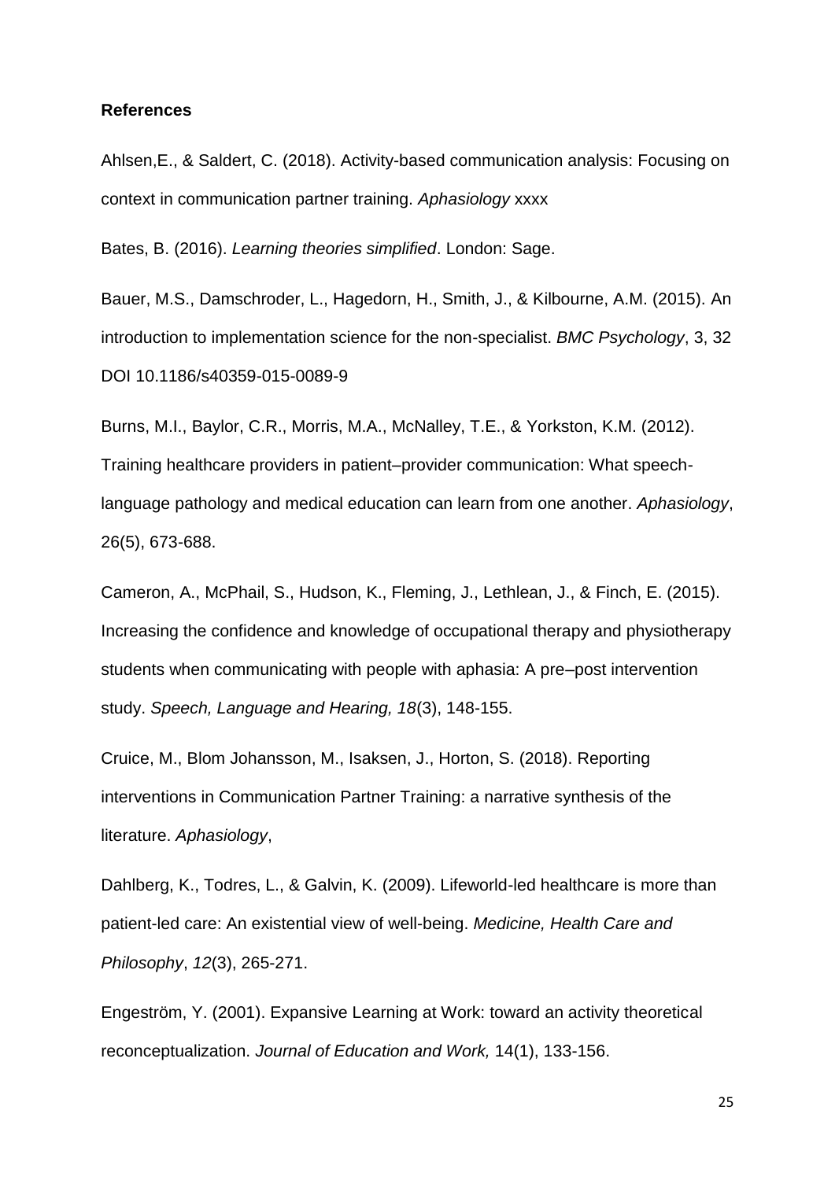**References**

Ahlsen,E., & Saldert, C. (2018). Activity-based communication analysis: Focusing on context in communication partner training. *Aphasiology* xxxx

Bates, B. (2016). *Learning theories simplified*. London: Sage.

Bauer, M.S., Damschroder, L., Hagedorn, H., Smith, J., & Kilbourne, A.M. (2015). An introduction to implementation science for the non-specialist. *BMC Psychology*, 3, 32 DOI 10.1186/s40359-015-0089-9

Burns, M.I., Baylor, C.R., Morris, M.A., McNalley, T.E., & Yorkston, K.M. (2012). Training healthcare providers in patient–provider communication: What speech-language pathology and medical education can learn from one another. *Aphasiology*, 26(5), 673-688.

Cameron, A., McPhail, S., Hudson, K., Fleming, J., Lethlean, J., & Finch, E. (2015). Increasing the confidence and knowledge of occupational therapy and physiotherapy students when communicating with people with aphasia: A pre–post intervention study. *Speech, Language and Hearing, 18*(3), 148-155.

Cruice, M., Blom Johansson, M., Isaksen, J., Horton, S. (2018). Reporting interventions in Communication Partner Training: a narrative synthesis of the literature. *Aphasiology*,

Dahlberg, K., Todres, L., & Galvin, K. (2009). Lifeworld-led healthcare is more than patient-led care: An existential view of well-being. *Medicine, Health Care and Philosophy*, *12*(3), 265-271.

Engeström, Y. (2001). Expansive Learning at Work: toward an activity theoretical reconceptualization. *Journal of Education and Work,* 14(1), 133-156.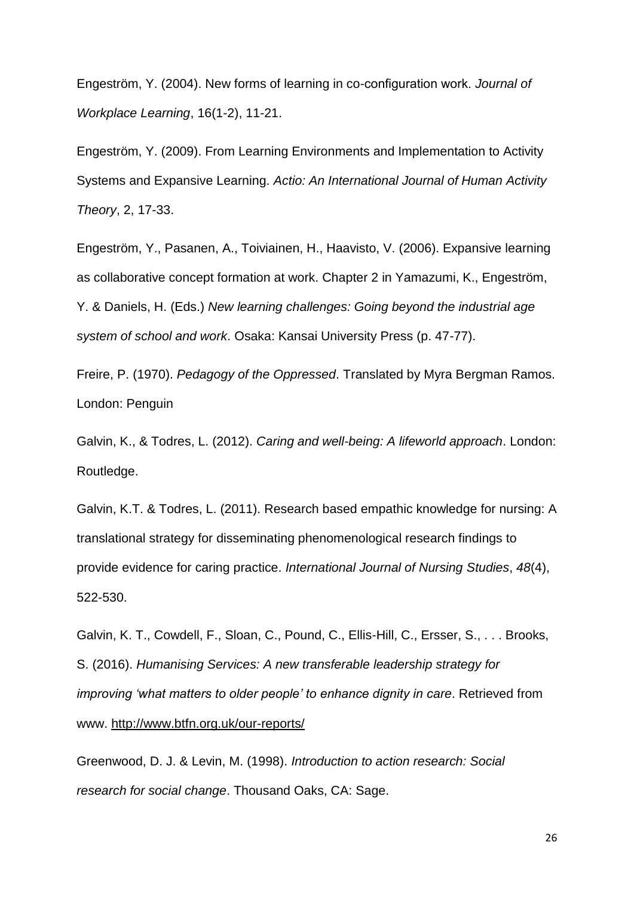Engeström, Y. (2004). New forms of learning in co-configuration work. *Journal of Workplace Learning*, 16(1-2), 11-21.

Engeström, Y. (2009). From Learning Environments and Implementation to Activity Systems and Expansive Learning. *Actio: An International Journal of Human Activity Theory*, 2, 17-33.

Engeström, Y., Pasanen, A., Toiviainen, H., Haavisto, V. (2006). Expansive learning as collaborative concept formation at work. Chapter 2 in Yamazumi, K., Engeström, Y. & Daniels, H. (Eds.) *New learning challenges: Going beyond the industrial age system of school and work*. Osaka: Kansai University Press (p. 47-77).

Freire, P. (1970). *Pedagogy of the Oppressed*. Translated by Myra Bergman Ramos. London: Penguin

Galvin, K., & Todres, L. (2012). *Caring and well-being: A lifeworld approach*. London: Routledge.

Galvin, K.T. & Todres, L. (2011). Research based empathic knowledge for nursing: A translational strategy for disseminating phenomenological research findings to provide evidence for caring practice. *International Journal of Nursing Studies*, *48*(4), 522-530.

Galvin, K. T., Cowdell, F., Sloan, C., Pound, C., Ellis-Hill, C., Ersser, S., . . . Brooks, S. (2016). *Humanising Services: A new transferable leadership strategy for improving 'what matters to older people' to enhance dignity in care*. Retrieved from www. http://www.btfn.org.uk/our-reports/

Greenwood, D. J. & Levin, M. (1998). *Introduction to action research: Social research for social change*. Thousand Oaks, CA: Sage.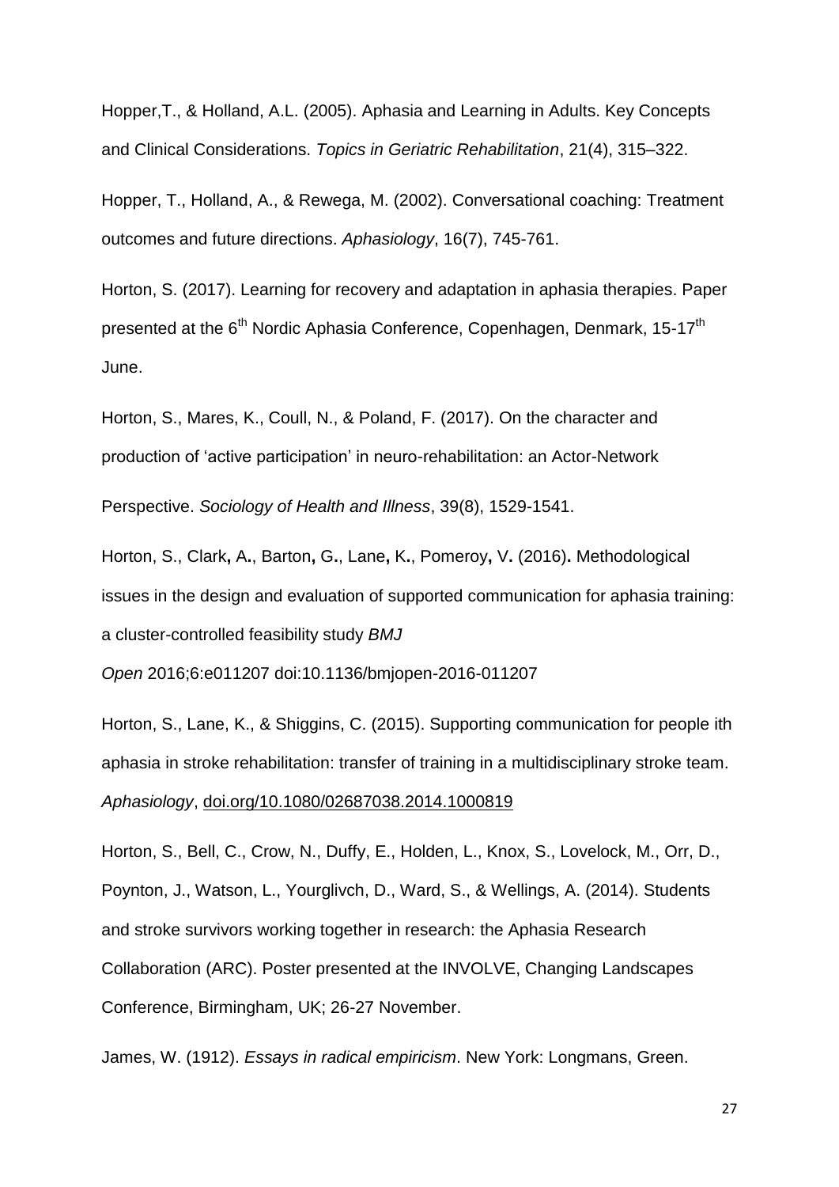Hopper,T., & Holland, A.L. (2005). Aphasia and Learning in Adults. Key Concepts and Clinical Considerations. *Topics in Geriatric Rehabilitation*, 21(4), 315–322.

Hopper, T., Holland, A., & Rewega, M. (2002). Conversational coaching: Treatment outcomes and future directions. *Aphasiology*, 16(7), 745-761.

Horton, S. (2017). Learning for recovery and adaptation in aphasia therapies. Paper presented at the 6th Nordic Aphasia Conference, Copenhagen, Denmark, 15-17th June.

Horton, S., Mares, K., Coull, N., & Poland, F. (2017). On the character and production of 'active participation' in neuro-rehabilitation: an Actor-Network Perspective. *Sociology of Health and Illness*, 39(8), 1529-1541.

Horton, S., Clark**,** A**.**, Barton**,** G**.**, Lane**,** K**.**, Pomeroy**,** V**.** (2016)**.** Methodological issues in the design and evaluation of supported communication for aphasia training: a cluster-controlled feasibility study *BMJ Open* 2016;6:e011207 doi:10.1136/bmjopen-2016-011207

Horton, S., Lane, K., & Shiggins, C. (2015). Supporting communication for people ith aphasia in stroke rehabilitation: transfer of training in a multidisciplinary stroke team. *Aphasiology*, doi.org/10.1080/02687038.2014.1000819

Horton, S., Bell, C., Crow, N., Duffy, E., Holden, L., Knox, S., Lovelock, M., Orr, D., Poynton, J., Watson, L., Yourglivch, D., Ward, S., & Wellings, A. (2014). Students and stroke survivors working together in research: the Aphasia Research Collaboration (ARC). Poster presented at the INVOLVE, Changing Landscapes Conference, Birmingham, UK; 26-27 November.

James, W. (1912). *Essays in radical empiricism*. New York: Longmans, Green.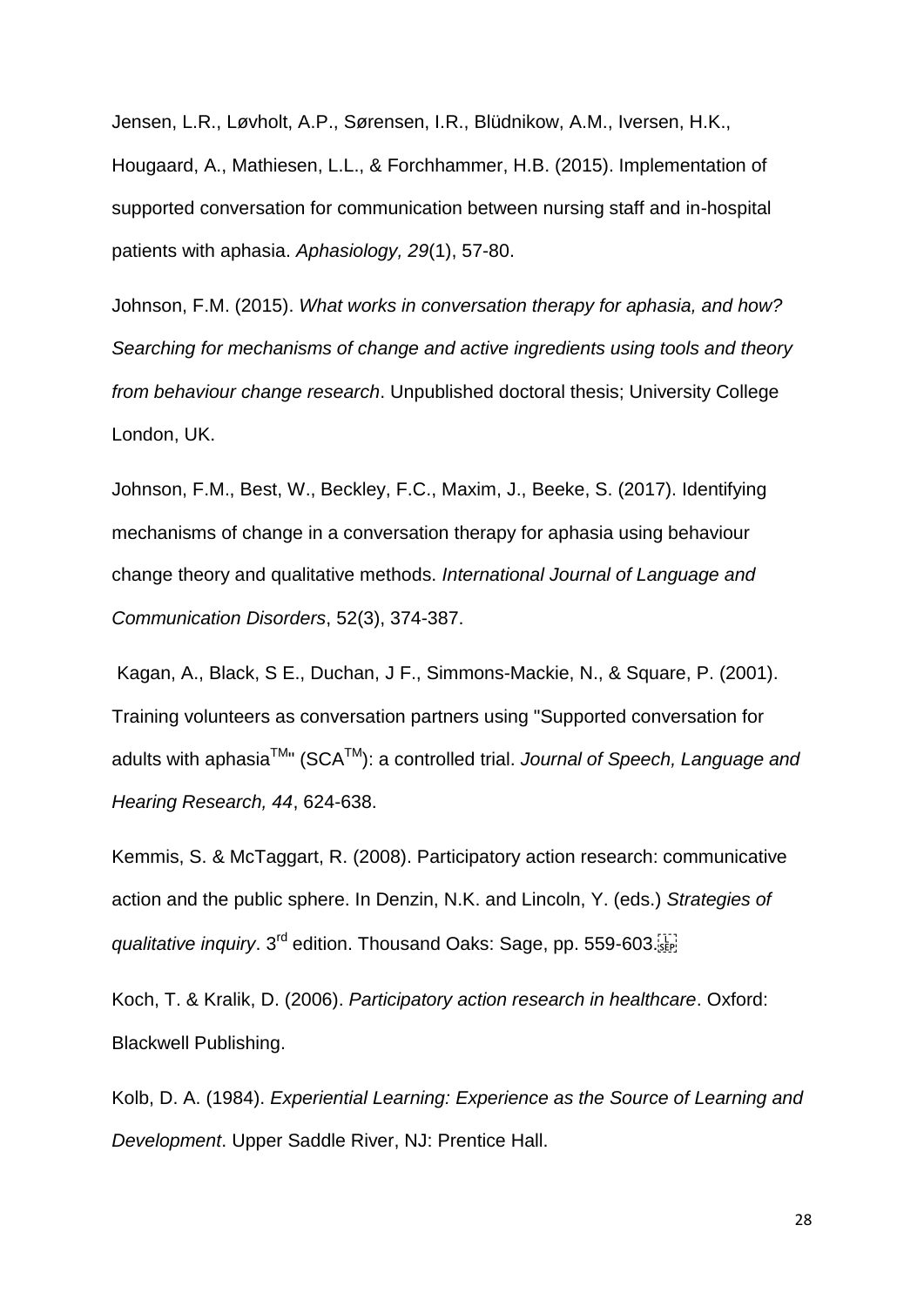Jensen, L.R., Løvholt, A.P., Sørensen, I.R., Blüdnikow, A.M., Iversen, H.K., Hougaard, A., Mathiesen, L.L., & Forchhammer, H.B. (2015). Implementation of supported conversation for communication between nursing staff and in-hospital patients with aphasia. *Aphasiology, 29*(1), 57-80.

Johnson, F.M. (2015). *What works in conversation therapy for aphasia, and how? Searching for mechanisms of change and active ingredients using tools and theory from behaviour change research*. Unpublished doctoral thesis; University College London, UK.

Johnson, F.M., Best, W., Beckley, F.C., Maxim, J., Beeke, S. (2017). Identifying mechanisms of change in a conversation therapy for aphasia using behaviour change theory and qualitative methods. *International Journal of Language and Communication Disorders*, 52(3), 374-387.

Kagan, A., Black, S E., Duchan, J F., Simmons-Mackie, N., & Square, P. (2001). Training volunteers as conversation partners using "Supported conversation for adults with aphasia™" (SCA™): a controlled trial. *Journal of Speech, Language and Hearing Research, 44*, 624-638.

Kemmis, S. & McTaggart, R. (2008). Participatory action research: communicative action and the public sphere. In Denzin, N.K. and Lincoln, Y. (eds.) *Strategies of qualitative inquiry*. 3rd edition. Thousand Oaks: Sage, pp. 559-603.

Koch, T. & Kralik, D. (2006). *Participatory action research in healthcare*. Oxford: Blackwell Publishing.

Kolb, D. A. (1984). *Experiential Learning: Experience as the Source of Learning and Development*. Upper Saddle River, NJ: Prentice Hall.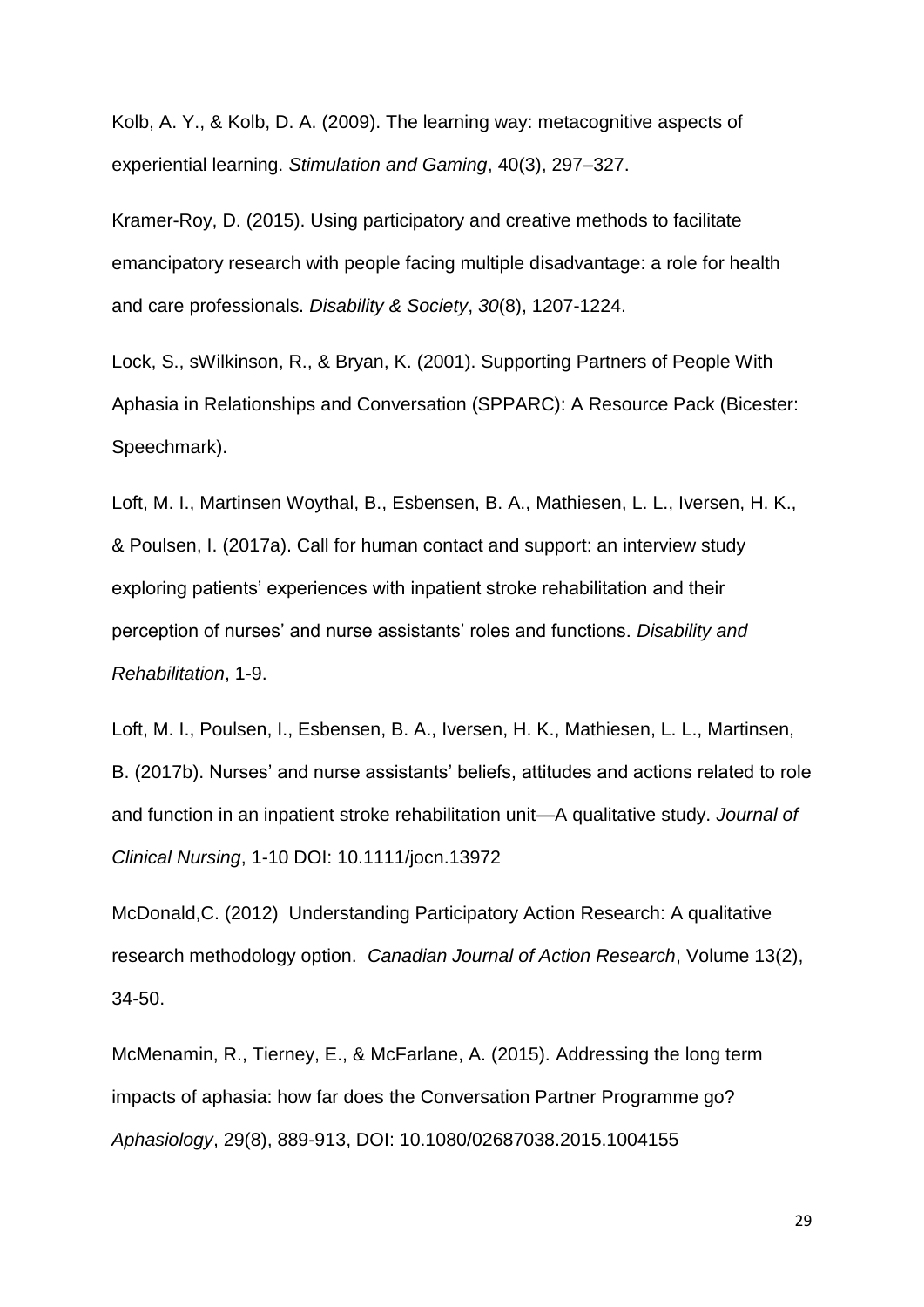Kolb, A. Y., & Kolb, D. A. (2009). The learning way: metacognitive aspects of experiential learning. *Stimulation and Gaming*, 40(3), 297–327.

Kramer-Roy, D. (2015). Using participatory and creative methods to facilitate emancipatory research with people facing multiple disadvantage: a role for health and care professionals. *Disability & Society*, *30*(8), 1207-1224.

Lock, S., sWilkinson, R., & Bryan, K. (2001). Supporting Partners of People With Aphasia in Relationships and Conversation (SPPARC): A Resource Pack (Bicester: Speechmark).

Loft, M. I., Martinsen Woythal, B., Esbensen, B. A., Mathiesen, L. L., Iversen, H. K., & Poulsen, I. (2017a). Call for human contact and support: an interview study exploring patients' experiences with inpatient stroke rehabilitation and their perception of nurses' and nurse assistants' roles and functions. *Disability and Rehabilitation*, 1-9.

Loft, M. I., Poulsen, I., Esbensen, B. A., Iversen, H. K., Mathiesen, L. L., Martinsen, B. (2017b). Nurses' and nurse assistants' beliefs, attitudes and actions related to role and function in an inpatient stroke rehabilitation unit—A qualitative study. *Journal of Clinical Nursing*, 1-10 DOI: 10.1111/jocn.13972

McDonald,C. (2012) Understanding Participatory Action Research: A qualitative research methodology option. *Canadian Journal of Action Research*, Volume 13(2), 34-50.

McMenamin, R., Tierney, E., & McFarlane, A. (2015). Addressing the long term impacts of aphasia: how far does the Conversation Partner Programme go? *Aphasiology*, 29(8), 889-913, DOI: 10.1080/02687038.2015.1004155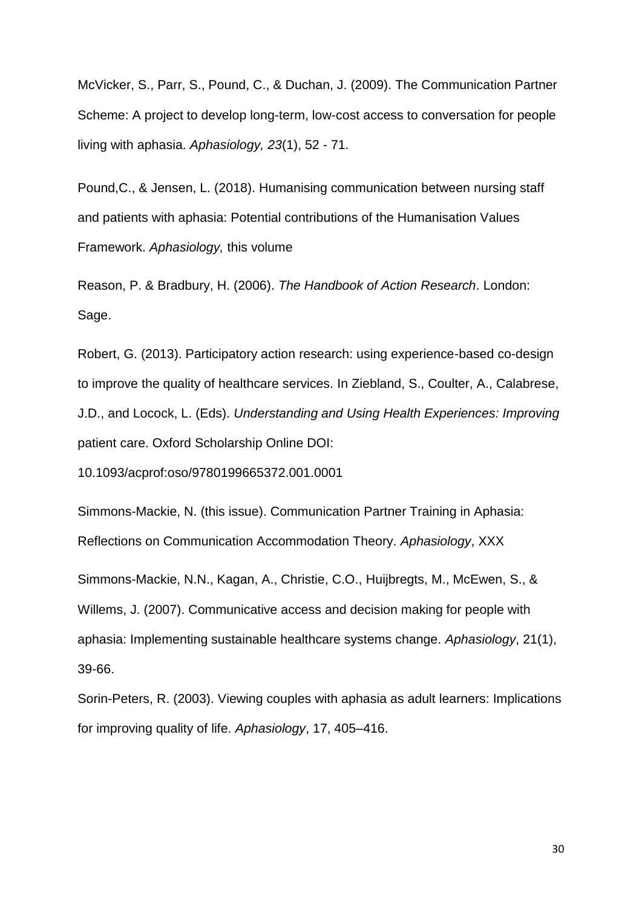McVicker, S., Parr, S., Pound, C., & Duchan, J. (2009). The Communication Partner Scheme: A project to develop long-term, low-cost access to conversation for people living with aphasia. *Aphasiology, 23*(1), 52 - 71.

Pound,C., & Jensen, L. (2018). Humanising communication between nursing staff and patients with aphasia: Potential contributions of the Humanisation Values Framework. *Aphasiology,* this volume

Reason, P. & Bradbury, H. (2006). *The Handbook of Action Research*. London: Sage.

Robert, G. (2013). Participatory action research: using experience-based co-design to improve the quality of healthcare services. In Ziebland, S., Coulter, A., Calabrese, J.D., and Locock, L. (Eds). *Understanding and Using Health Experiences: Improving* patient care. Oxford Scholarship Online DOI: 10.1093/acprof:oso/9780199665372.001.0001

Simmons-Mackie, N. (this issue). Communication Partner Training in Aphasia: Reflections on Communication Accommodation Theory. *Aphasiology*, XXX

Simmons-Mackie, N.N., Kagan, A., Christie, C.O., Huijbregts, M., McEwen, S., & Willems, J. (2007). Communicative access and decision making for people with aphasia: Implementing sustainable healthcare systems change. *Aphasiology*, 21(1), 39-66.

Sorin-Peters, R. (2003). Viewing couples with aphasia as adult learners: Implications for improving quality of life. *Aphasiology*, 17, 405–416.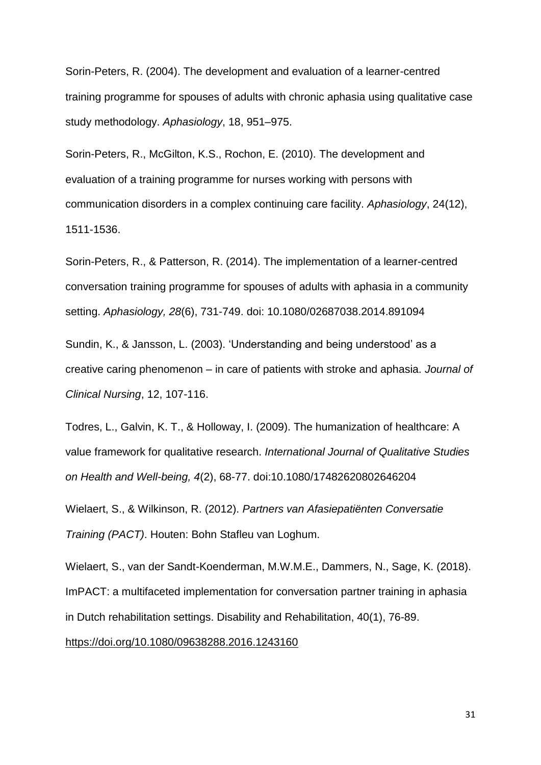Sorin-Peters, R. (2004). The development and evaluation of a learner-centred training programme for spouses of adults with chronic aphasia using qualitative case study methodology. *Aphasiology*, 18, 951–975.

Sorin-Peters, R., McGilton, K.S., Rochon, E. (2010). The development and evaluation of a training programme for nurses working with persons with communication disorders in a complex continuing care facility. *Aphasiology*, 24(12), 1511-1536.

Sorin-Peters, R., & Patterson, R. (2014). The implementation of a learner-centred conversation training programme for spouses of adults with aphasia in a community setting. *Aphasiology, 28*(6), 731-749. doi: 10.1080/02687038.2014.891094

Sundin, K., & Jansson, L. (2003). 'Understanding and being understood' as a creative caring phenomenon – in care of patients with stroke and aphasia. *Journal of Clinical Nursing*, 12, 107-116.

Todres, L., Galvin, K. T., & Holloway, I. (2009). The humanization of healthcare: A value framework for qualitative research. *International Journal of Qualitative Studies on Health and Well-being, 4*(2), 68-77. doi:10.1080/17482620802646204

Wielaert, S., & Wilkinson, R. (2012). *Partners van Afasiepatiënten Conversatie Training (PACT)*. Houten: Bohn Stafleu van Loghum.

Wielaert, S., van der Sandt-Koenderman, M.W.M.E., Dammers, N., Sage, K. (2018). ImPACT: a multifaceted implementation for conversation partner training in aphasia in Dutch rehabilitation settings. Disability and Rehabilitation, 40(1), 76-89. https://doi.org/10.1080/09638288.2016.1243160